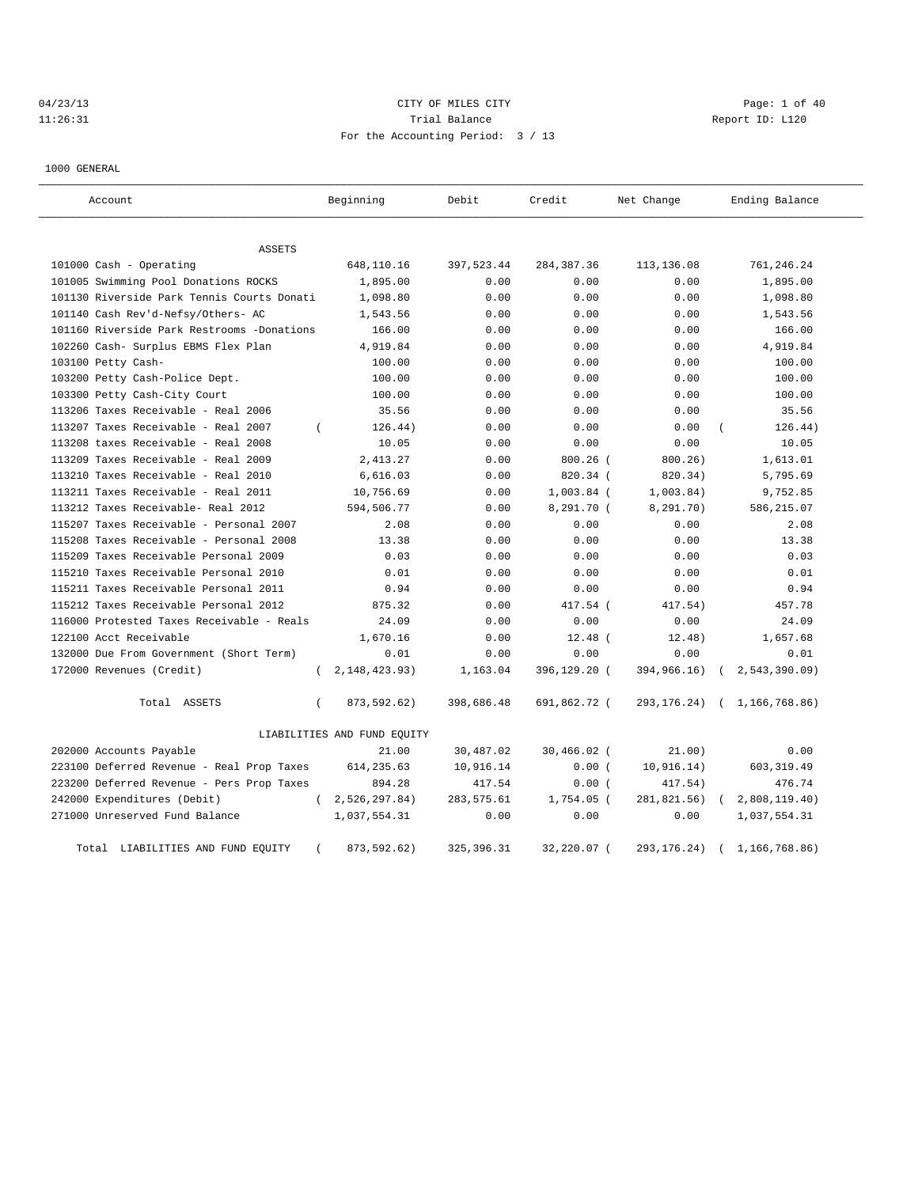CITY OF MILES CITY
Trial Balance
Report ID: L120
For the Accounting Period: 3 / 13

04/23/13
11:26:31

1000 GENERAL

| Account | Beginning | Debit | Credit | Net Change | Ending Balance |
|---|---|---|---|---|---|
| **ASSETS** | | | | | |
| 101000 Cash - Operating | 648,110.16 | 397,523.44 | 284,387.36 | 113,136.08 | 761,246.24 |
| 101005 Swimming Pool Donations ROCKS | 1,895.00 | 0.00 | 0.00 | 0.00 | 1,895.00 |
| 101130 Riverside Park Tennis Courts Donati | 1,098.80 | 0.00 | 0.00 | 0.00 | 1,098.80 |
| 101140 Cash Rev'd-Nefsy/Others- AC | 1,543.56 | 0.00 | 0.00 | 0.00 | 1,543.56 |
| 101160 Riverside Park Restrooms -Donations | 166.00 | 0.00 | 0.00 | 0.00 | 166.00 |
| 102260 Cash- Surplus EBMS Flex Plan | 4,919.84 | 0.00 | 0.00 | 0.00 | 4,919.84 |
| 103100 Petty Cash- | 100.00 | 0.00 | 0.00 | 0.00 | 100.00 |
| 103200 Petty Cash-Police Dept. | 100.00 | 0.00 | 0.00 | 0.00 | 100.00 |
| 103300 Petty Cash-City Court | 100.00 | 0.00 | 0.00 | 0.00 | 100.00 |
| 113206 Taxes Receivable - Real 2006 | 35.56 | 0.00 | 0.00 | 0.00 | 35.56 |
| 113207 Taxes Receivable - Real 2007 | ( 126.44) | 0.00 | 0.00 | 0.00 | ( 126.44) |
| 113208 taxes Receivable - Real 2008 | 10.05 | 0.00 | 0.00 | 0.00 | 10.05 |
| 113209 Taxes Receivable - Real 2009 | 2,413.27 | 0.00 | 800.26 | ( 800.26) | 1,613.01 |
| 113210 Taxes Receivable - Real 2010 | 6,616.03 | 0.00 | 820.34 | ( 820.34) | 5,795.69 |
| 113211 Taxes Receivable - Real 2011 | 10,756.69 | 0.00 | 1,003.84 | ( 1,003.84) | 9,752.85 |
| 113212 Taxes Receivable- Real 2012 | 594,506.77 | 0.00 | 8,291.70 | ( 8,291.70) | 586,215.07 |
| 115207 Taxes Receivable - Personal 2007 | 2.08 | 0.00 | 0.00 | 0.00 | 2.08 |
| 115208 Taxes Receivable - Personal 2008 | 13.38 | 0.00 | 0.00 | 0.00 | 13.38 |
| 115209 Taxes Receivable Personal 2009 | 0.03 | 0.00 | 0.00 | 0.00 | 0.03 |
| 115210 Taxes Receivable Personal 2010 | 0.01 | 0.00 | 0.00 | 0.00 | 0.01 |
| 115211 Taxes Receivable Personal 2011 | 0.94 | 0.00 | 0.00 | 0.00 | 0.94 |
| 115212 Taxes Receivable Personal 2012 | 875.32 | 0.00 | 417.54 | ( 417.54) | 457.78 |
| 116000 Protested Taxes Receivable - Reals | 24.09 | 0.00 | 0.00 | 0.00 | 24.09 |
| 122100 Acct Receivable | 1,670.16 | 0.00 | 12.48 | ( 12.48) | 1,657.68 |
| 132000 Due From Government (Short Term) | 0.01 | 0.00 | 0.00 | 0.00 | 0.01 |
| 172000 Revenues (Credit) | ( 2,148,423.93) | 1,163.04 | 396,129.20 | ( 394,966.16) | ( 2,543,390.09) |
| Total ASSETS | ( 873,592.62) | 398,686.48 | 691,862.72 | ( 293,176.24) | ( 1,166,768.86) |
| **LIABILITIES AND FUND EQUITY** | | | | | |
| 202000 Accounts Payable | 21.00 | 30,487.02 | 30,466.02 | ( 21.00) | 0.00 |
| 223100 Deferred Revenue - Real Prop Taxes | 614,235.63 | 10,916.14 | 0.00 | ( 10,916.14) | 603,319.49 |
| 223200 Deferred Revenue - Pers Prop Taxes | 894.28 | 417.54 | 0.00 | ( 417.54) | 476.74 |
| 242000 Expenditures (Debit) | ( 2,526,297.84) | 283,575.61 | 1,754.05 | ( 281,821.56) | ( 2,808,119.40) |
| 271000 Unreserved Fund Balance | 1,037,554.31 | 0.00 | 0.00 | 0.00 | 1,037,554.31 |
| Total LIABILITIES AND FUND EQUITY | ( 873,592.62) | 325,396.31 | 32,220.07 | ( 293,176.24) | ( 1,166,768.86) |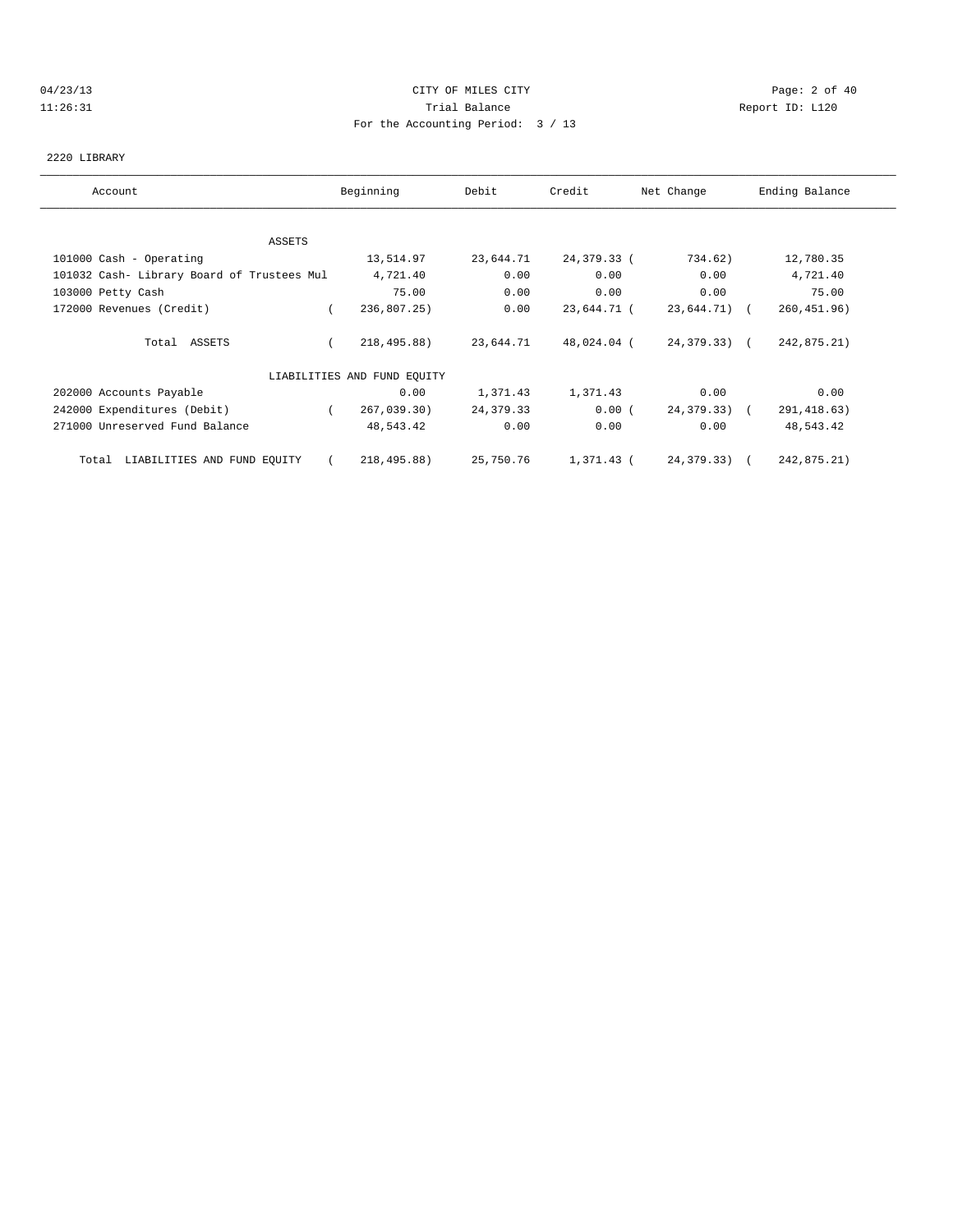CITY OF MILES CITY

Trial Balance

For the Accounting Period: 3 / 13

04/23/13
11:26:31

Report ID: L120

2220 LIBRARY

| Account | Beginning | Debit | Credit | Net Change | Ending Balance |
|---|---|---|---|---|---|
| ASSETS | | | | | |
| 101000 Cash - Operating | 13,514.97 | 23,644.71 | 24,379.33 | ( 734.62) | 12,780.35 |
| 101032 Cash- Library Board of Trustees Mul | 4,721.40 | 0.00 | 0.00 | 0.00 | 4,721.40 |
| 103000 Petty Cash | 75.00 | 0.00 | 0.00 | 0.00 | 75.00 |
| 172000 Revenues (Credit) | ( 236,807.25) | 0.00 | 23,644.71 | ( 23,644.71) | ( 260,451.96) |
| Total ASSETS | ( 218,495.88) | 23,644.71 | 48,024.04 | ( 24,379.33) | ( 242,875.21) |
| LIABILITIES AND FUND EQUITY | | | | | |
| 202000 Accounts Payable | 0.00 | 1,371.43 | 1,371.43 | 0.00 | 0.00 |
| 242000 Expenditures (Debit) | ( 267,039.30) | 24,379.33 | 0.00 | ( 24,379.33) | ( 291,418.63) |
| 271000 Unreserved Fund Balance | 48,543.42 | 0.00 | 0.00 | 0.00 | 48,543.42 |
| Total LIABILITIES AND FUND EQUITY | ( 218,495.88) | 25,750.76 | 1,371.43 | ( 24,379.33) | ( 242,875.21) |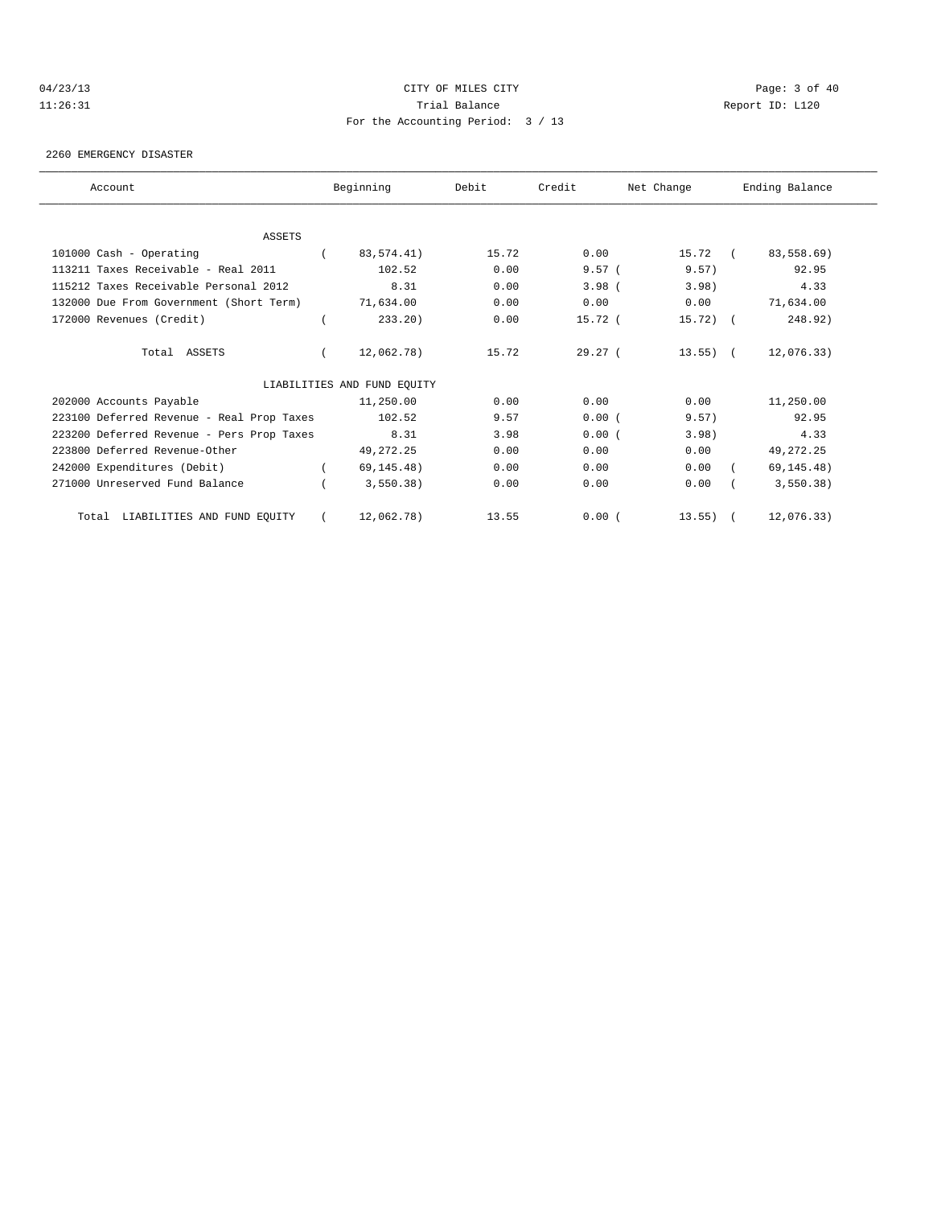CITY OF MILES CITY

Trial Balance

For the Accounting Period: 3 / 13

04/23/13 11:26:31 — Report ID: L120

2260 EMERGENCY DISASTER

| Account | Beginning | Debit | Credit | Net Change | Ending Balance |
|---|---|---|---|---|---|
| **ASSETS** | | | | | |
| 101000 Cash - Operating | ( 83,574.41) | 15.72 | 0.00 | 15.72 | ( 83,558.69) |
| 113211 Taxes Receivable - Real 2011 | 102.52 | 0.00 | 9.57 | ( 9.57) | 92.95 |
| 115212 Taxes Receivable Personal 2012 | 8.31 | 0.00 | 3.98 | ( 3.98) | 4.33 |
| 132000 Due From Government (Short Term) | 71,634.00 | 0.00 | 0.00 | 0.00 | 71,634.00 |
| 172000 Revenues (Credit) | ( 233.20) | 0.00 | 15.72 | ( 15.72) | ( 248.92) |
| Total ASSETS | ( 12,062.78) | 15.72 | 29.27 | ( 13.55) | ( 12,076.33) |
| **LIABILITIES AND FUND EQUITY** | | | | | |
| 202000 Accounts Payable | 11,250.00 | 0.00 | 0.00 | 0.00 | 11,250.00 |
| 223100 Deferred Revenue - Real Prop Taxes | 102.52 | 9.57 | 0.00 | ( 9.57) | 92.95 |
| 223200 Deferred Revenue - Pers Prop Taxes | 8.31 | 3.98 | 0.00 | ( 3.98) | 4.33 |
| 223800 Deferred Revenue-Other | 49,272.25 | 0.00 | 0.00 | 0.00 | 49,272.25 |
| 242000 Expenditures (Debit) | ( 69,145.48) | 0.00 | 0.00 | 0.00 | ( 69,145.48) |
| 271000 Unreserved Fund Balance | ( 3,550.38) | 0.00 | 0.00 | 0.00 | ( 3,550.38) |
| Total LIABILITIES AND FUND EQUITY | ( 12,062.78) | 13.55 | 0.00 | ( 13.55) | ( 12,076.33) |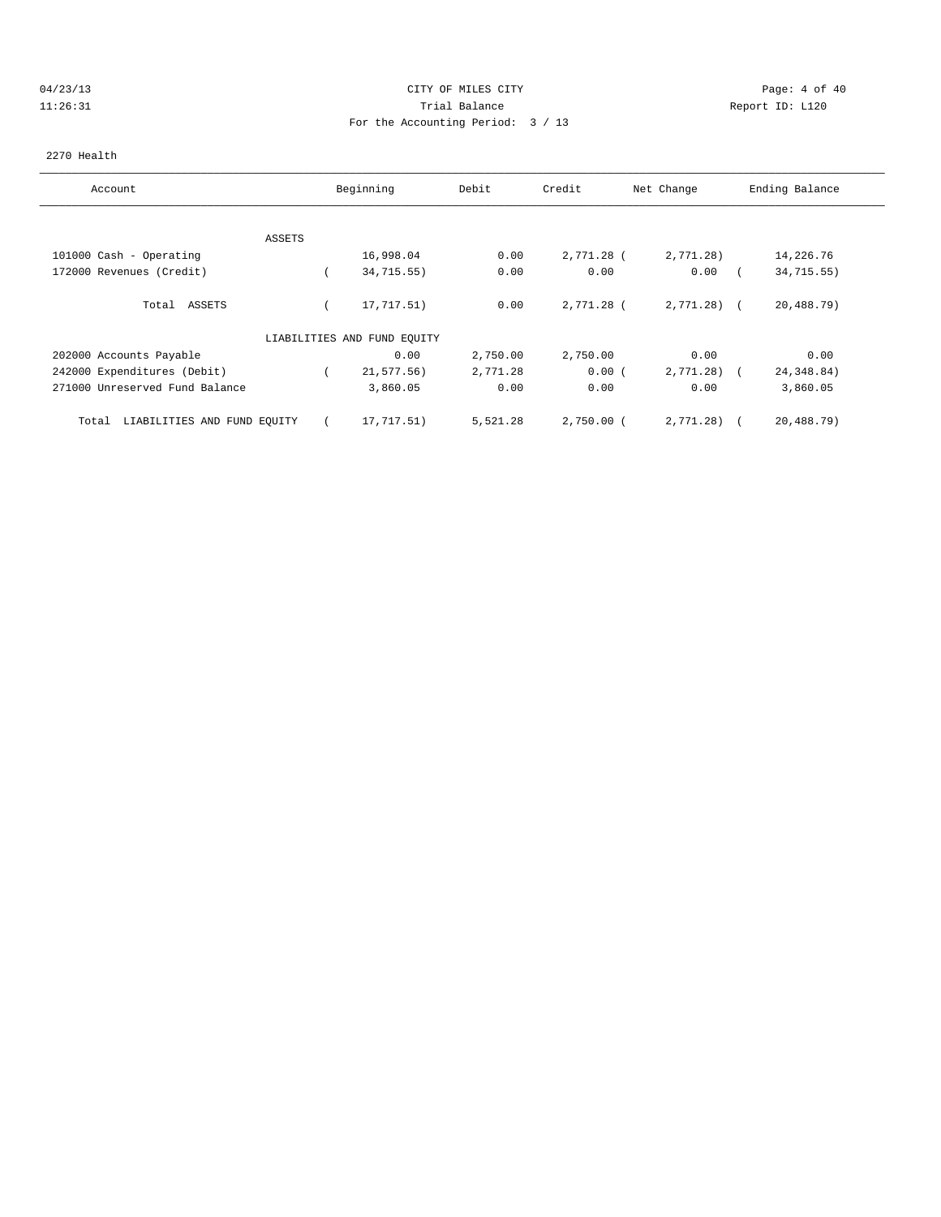CITY OF MILES CITY
Trial Balance
For the Accounting Period: 3 / 13

04/23/13 11:26:31 — Report ID: L120

2270 Health

| Account | Beginning | Debit | Credit | Net Change | Ending Balance |
|---|---|---|---|---|---|
| **ASSETS** | | | | | |
| 101000 Cash - Operating | 16,998.04 | 0.00 | 2,771.28 | (2,771.28) | 14,226.76 |
| 172000 Revenues (Credit) | (34,715.55) | 0.00 | 0.00 | 0.00 | (34,715.55) |
| Total ASSETS | (17,717.51) | 0.00 | 2,771.28 | (2,771.28) | (20,488.79) |
| **LIABILITIES AND FUND EQUITY** | | | | | |
| 202000 Accounts Payable | 0.00 | 2,750.00 | 2,750.00 | 0.00 | 0.00 |
| 242000 Expenditures (Debit) | (21,577.56) | 2,771.28 | 0.00 | (2,771.28) | (24,348.84) |
| 271000 Unreserved Fund Balance | 3,860.05 | 0.00 | 0.00 | 0.00 | 3,860.05 |
| Total LIABILITIES AND FUND EQUITY | (17,717.51) | 5,521.28 | 2,750.00 | (2,771.28) | (20,488.79) |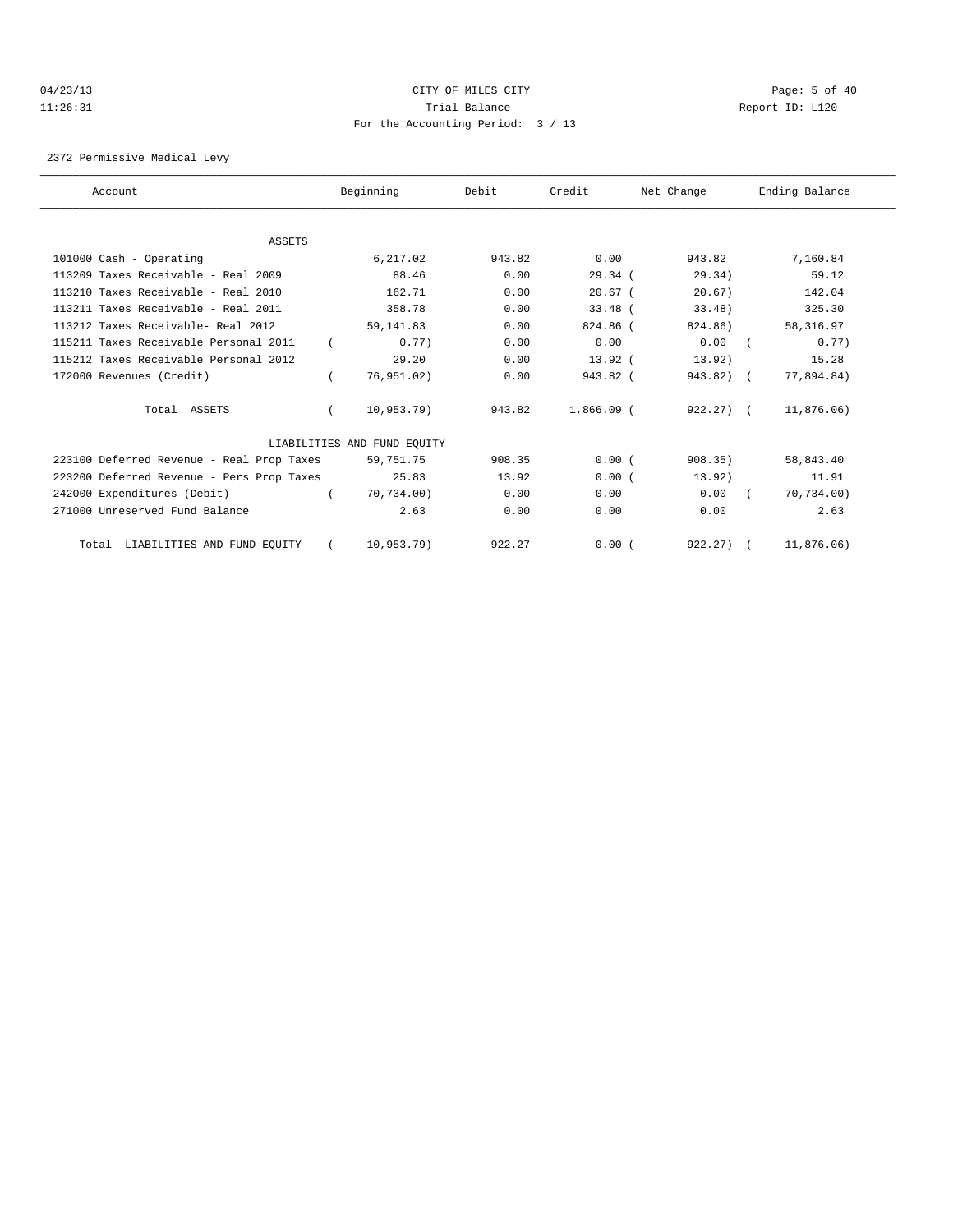04/23/13 CITY OF MILES CITY
11:26:31 Trial Balance Report ID: L120
For the Accounting Period: 3 / 13

2372 Permissive Medical Levy

| Account | Beginning | Debit | Credit | Net Change | Ending Balance |
|---|---|---|---|---|---|
| ASSETS | | | | | |
| 101000 Cash - Operating | 6,217.02 | 943.82 | 0.00 | 943.82 | 7,160.84 |
| 113209 Taxes Receivable - Real 2009 | 88.46 | 0.00 | 29.34 | ( 29.34) | 59.12 |
| 113210 Taxes Receivable - Real 2010 | 162.71 | 0.00 | 20.67 | ( 20.67) | 142.04 |
| 113211 Taxes Receivable - Real 2011 | 358.78 | 0.00 | 33.48 | ( 33.48) | 325.30 |
| 113212 Taxes Receivable- Real 2012 | 59,141.83 | 0.00 | 824.86 | ( 824.86) | 58,316.97 |
| 115211 Taxes Receivable Personal 2011 | ( 0.77) | 0.00 | 0.00 | 0.00 | ( 0.77) |
| 115212 Taxes Receivable Personal 2012 | 29.20 | 0.00 | 13.92 | ( 13.92) | 15.28 |
| 172000 Revenues (Credit) | ( 76,951.02) | 0.00 | 943.82 | ( 943.82) | ( 77,894.84) |
| Total ASSETS | ( 10,953.79) | 943.82 | 1,866.09 | ( 922.27) | ( 11,876.06) |
| LIABILITIES AND FUND EQUITY | | | | | |
| 223100 Deferred Revenue - Real Prop Taxes | 59,751.75 | 908.35 | 0.00 | ( 908.35) | 58,843.40 |
| 223200 Deferred Revenue - Pers Prop Taxes | 25.83 | 13.92 | 0.00 | ( 13.92) | 11.91 |
| 242000 Expenditures (Debit) | ( 70,734.00) | 0.00 | 0.00 | 0.00 | ( 70,734.00) |
| 271000 Unreserved Fund Balance | 2.63 | 0.00 | 0.00 | 0.00 | 2.63 |
| Total LIABILITIES AND FUND EQUITY | ( 10,953.79) | 922.27 | 0.00 | ( 922.27) | ( 11,876.06) |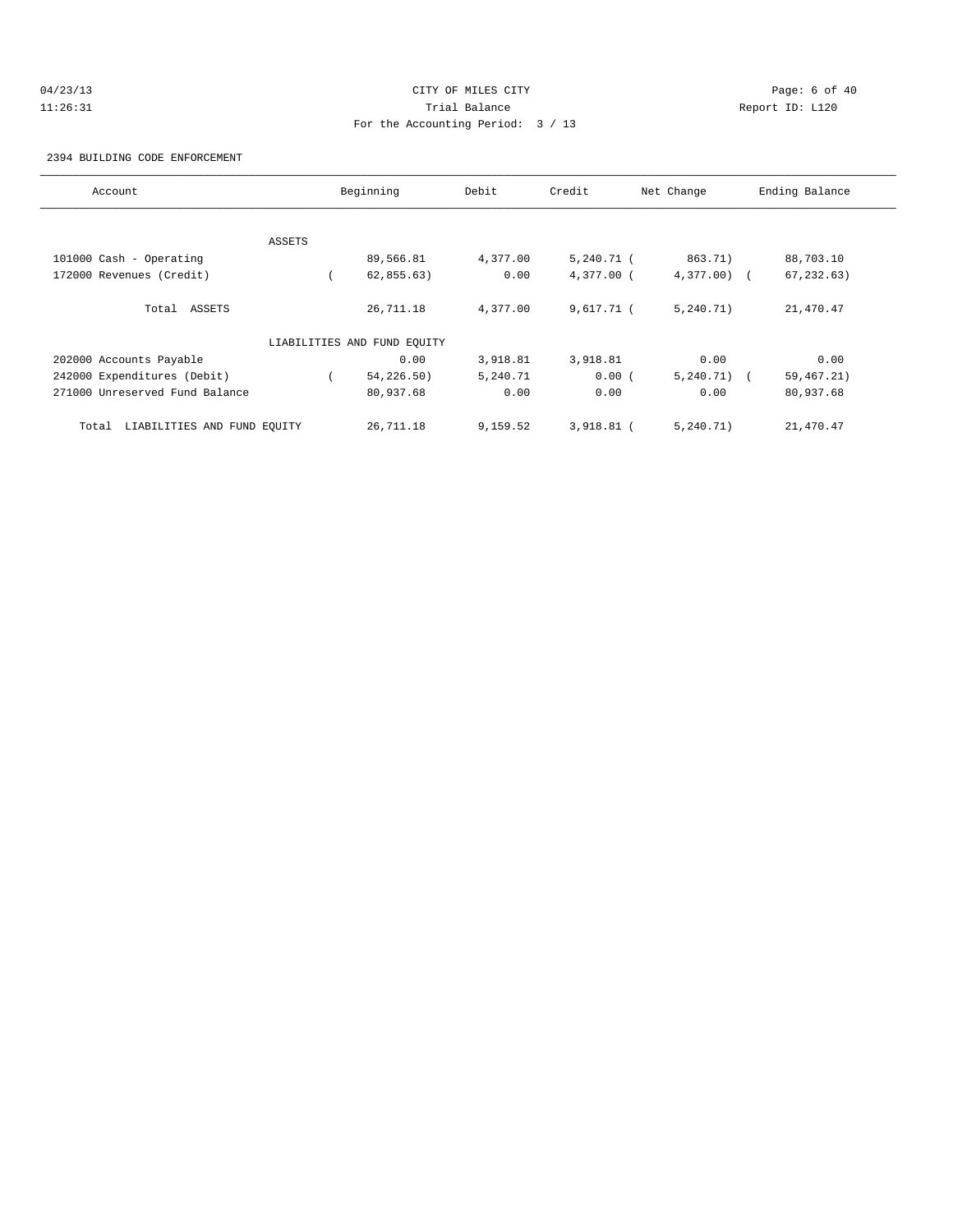CITY OF MILES CITY
Trial Balance
For the Accounting Period: 3 / 13

04/23/13
11:26:31

Report ID: L120

2394 BUILDING CODE ENFORCEMENT

| Account | Beginning | Debit | Credit | Net Change | Ending Balance |
|---|---|---|---|---|---|
| ASSETS | | | | | |
| 101000 Cash - Operating | 89,566.81 | 4,377.00 | 5,240.71 | ( 863.71) | 88,703.10 |
| 172000 Revenues (Credit) | ( 62,855.63) | 0.00 | 4,377.00 | ( 4,377.00) | ( 67,232.63) |
| Total ASSETS | 26,711.18 | 4,377.00 | 9,617.71 | ( 5,240.71) | 21,470.47 |
| LIABILITIES AND FUND EQUITY | | | | | |
| 202000 Accounts Payable | 0.00 | 3,918.81 | 3,918.81 | 0.00 | 0.00 |
| 242000 Expenditures (Debit) | ( 54,226.50) | 5,240.71 | 0.00 | ( 5,240.71) | ( 59,467.21) |
| 271000 Unreserved Fund Balance | 80,937.68 | 0.00 | 0.00 | 0.00 | 80,937.68 |
| Total LIABILITIES AND FUND EQUITY | 26,711.18 | 9,159.52 | 3,918.81 | ( 5,240.71) | 21,470.47 |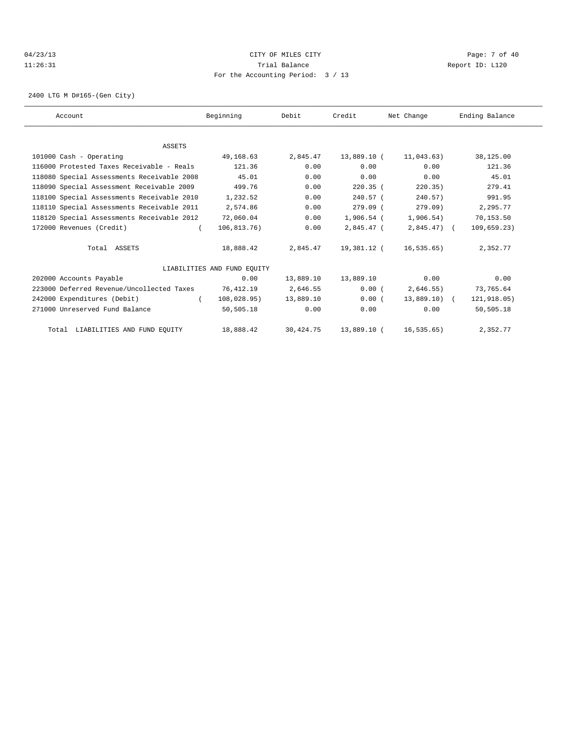04/23/13 CITY OF MILES CITY
11:26:31 Trial Balance Report ID: L120
For the Accounting Period: 3 / 13

2400 LTG M D#165-(Gen City)

| Account | Beginning | Debit | Credit | Net Change | Ending Balance |
|---|---|---|---|---|---|
| ASSETS | | | | | |
| 101000 Cash - Operating | 49,168.63 | 2,845.47 | 13,889.10 | ( 11,043.63) | 38,125.00 |
| 116000 Protested Taxes Receivable - Reals | 121.36 | 0.00 | 0.00 | 0.00 | 121.36 |
| 118080 Special Assessments Receivable 2008 | 45.01 | 0.00 | 0.00 | 0.00 | 45.01 |
| 118090 Special Assessment Receivable 2009 | 499.76 | 0.00 | 220.35 | ( 220.35) | 279.41 |
| 118100 Special Assessments Receivable 2010 | 1,232.52 | 0.00 | 240.57 | ( 240.57) | 991.95 |
| 118110 Special Assessments Receivable 2011 | 2,574.86 | 0.00 | 279.09 | ( 279.09) | 2,295.77 |
| 118120 Special Assessments Receivable 2012 | 72,060.04 | 0.00 | 1,906.54 | ( 1,906.54) | 70,153.50 |
| 172000 Revenues (Credit) | ( 106,813.76) | 0.00 | 2,845.47 | ( 2,845.47) | ( 109,659.23) |
| Total ASSETS | 18,888.42 | 2,845.47 | 19,381.12 | ( 16,535.65) | 2,352.77 |
| LIABILITIES AND FUND EQUITY | | | | | |
| 202000 Accounts Payable | 0.00 | 13,889.10 | 13,889.10 | 0.00 | 0.00 |
| 223000 Deferred Revenue/Uncollected Taxes | 76,412.19 | 2,646.55 | 0.00 | ( 2,646.55) | 73,765.64 |
| 242000 Expenditures (Debit) | ( 108,028.95) | 13,889.10 | 0.00 | ( 13,889.10) | ( 121,918.05) |
| 271000 Unreserved Fund Balance | 50,505.18 | 0.00 | 0.00 | 0.00 | 50,505.18 |
| Total LIABILITIES AND FUND EQUITY | 18,888.42 | 30,424.75 | 13,889.10 | ( 16,535.65) | 2,352.77 |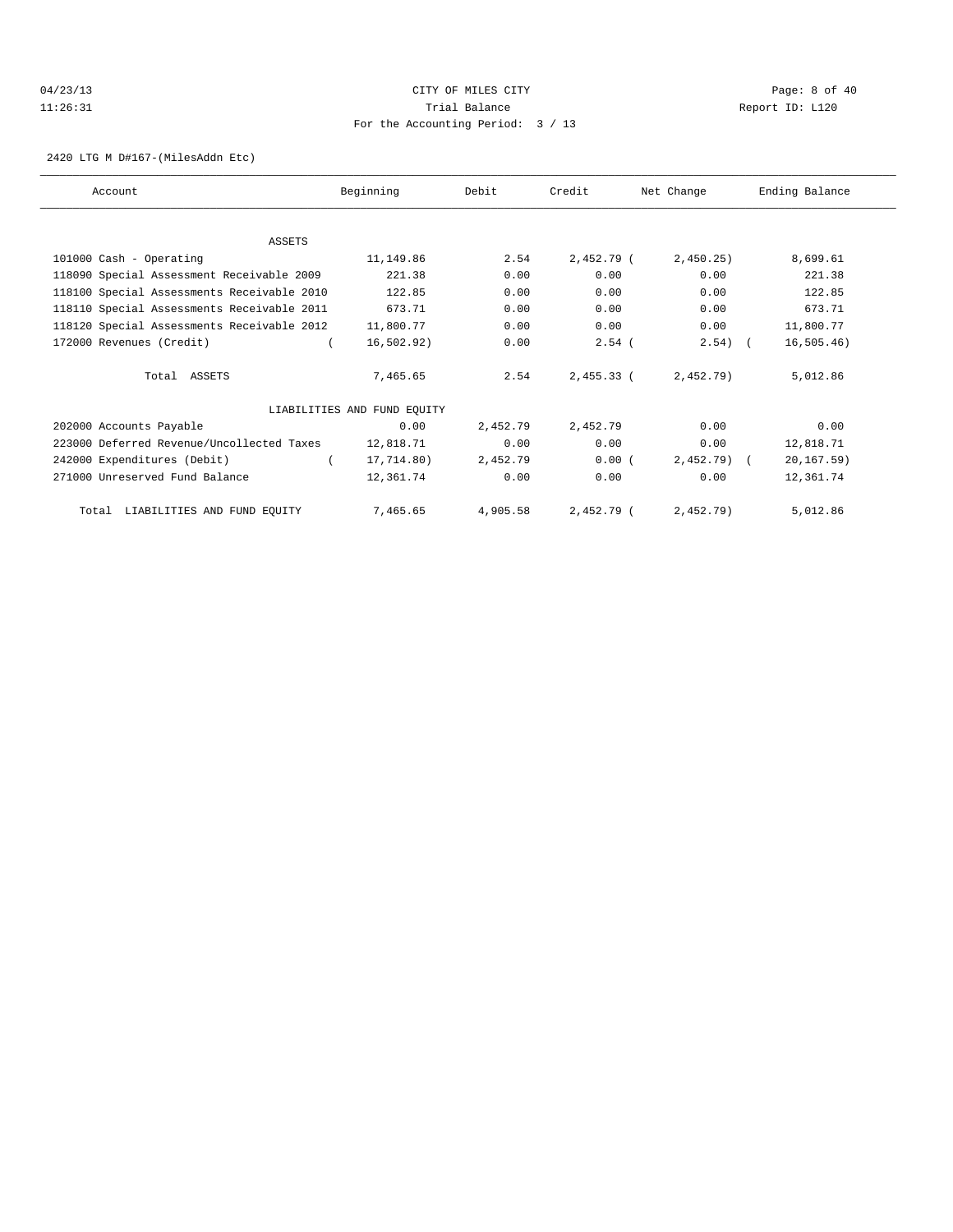CITY OF MILES CITY
Trial Balance
For the Accounting Period: 3 / 13

04/23/13
11:26:31

Report ID: L120

2420 LTG M D#167-(MilesAddn Etc)

| Account | Beginning | Debit | Credit | Net Change | Ending Balance |
|---|---|---|---|---|---|
| ASSETS | | | | | |
| 101000 Cash - Operating | 11,149.86 | 2.54 | 2,452.79 | ( 2,450.25) | 8,699.61 |
| 118090 Special Assessment Receivable 2009 | 221.38 | 0.00 | 0.00 | 0.00 | 221.38 |
| 118100 Special Assessments Receivable 2010 | 122.85 | 0.00 | 0.00 | 0.00 | 122.85 |
| 118110 Special Assessments Receivable 2011 | 673.71 | 0.00 | 0.00 | 0.00 | 673.71 |
| 118120 Special Assessments Receivable 2012 | 11,800.77 | 0.00 | 0.00 | 0.00 | 11,800.77 |
| 172000 Revenues (Credit) | ( 16,502.92) | 0.00 | 2.54 | ( 2.54) | ( 16,505.46) |
| Total ASSETS | 7,465.65 | 2.54 | 2,455.33 | ( 2,452.79) | 5,012.86 |
| LIABILITIES AND FUND EQUITY | | | | | |
| 202000 Accounts Payable | 0.00 | 2,452.79 | 2,452.79 | 0.00 | 0.00 |
| 223000 Deferred Revenue/Uncollected Taxes | 12,818.71 | 0.00 | 0.00 | 0.00 | 12,818.71 |
| 242000 Expenditures (Debit) | ( 17,714.80) | 2,452.79 | 0.00 | ( 2,452.79) | ( 20,167.59) |
| 271000 Unreserved Fund Balance | 12,361.74 | 0.00 | 0.00 | 0.00 | 12,361.74 |
| Total LIABILITIES AND FUND EQUITY | 7,465.65 | 4,905.58 | 2,452.79 | ( 2,452.79) | 5,012.86 |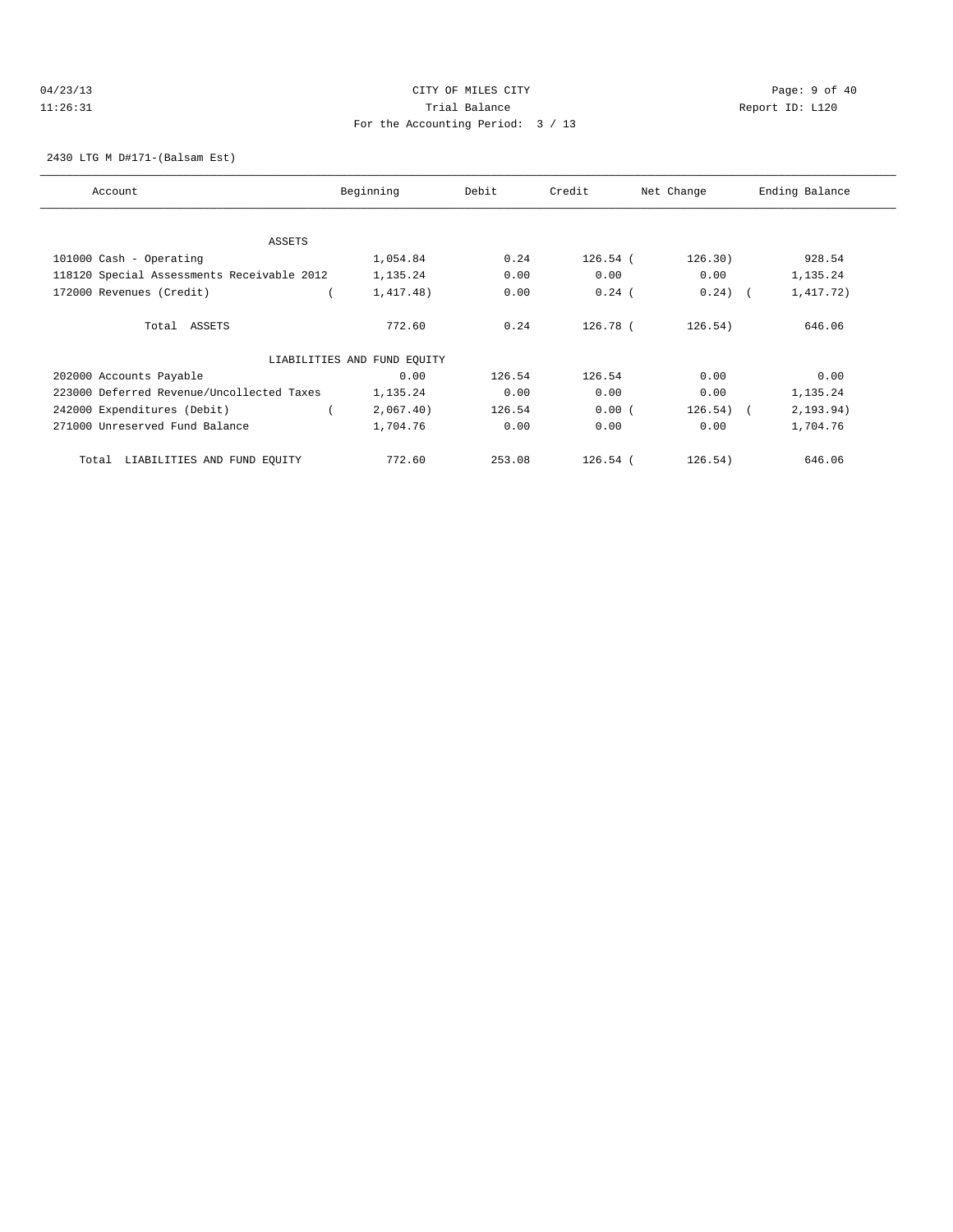CITY OF MILES CITY

Trial Balance

For the Accounting Period: 3 / 13

04/23/13 11:26:31

Report ID: L120

2430 LTG M D#171-(Balsam Est)

| Account | Beginning | Debit | Credit | Net Change | Ending Balance |
|---|---|---|---|---|---|
| ASSETS | | | | | |
| 101000 Cash - Operating | 1,054.84 | 0.24 | 126.54 | (126.30) | 928.54 |
| 118120 Special Assessments Receivable 2012 | 1,135.24 | 0.00 | 0.00 | 0.00 | 1,135.24 |
| 172000 Revenues (Credit) | (1,417.48) | 0.00 | 0.24 | (0.24) | (1,417.72) |
| Total ASSETS | 772.60 | 0.24 | 126.78 | (126.54) | 646.06 |
| LIABILITIES AND FUND EQUITY | | | | | |
| 202000 Accounts Payable | 0.00 | 126.54 | 126.54 | 0.00 | 0.00 |
| 223000 Deferred Revenue/Uncollected Taxes | 1,135.24 | 0.00 | 0.00 | 0.00 | 1,135.24 |
| 242000 Expenditures (Debit) | (2,067.40) | 126.54 | 0.00 | (126.54) | (2,193.94) |
| 271000 Unreserved Fund Balance | 1,704.76 | 0.00 | 0.00 | 0.00 | 1,704.76 |
| Total LIABILITIES AND FUND EQUITY | 772.60 | 253.08 | 126.54 | (126.54) | 646.06 |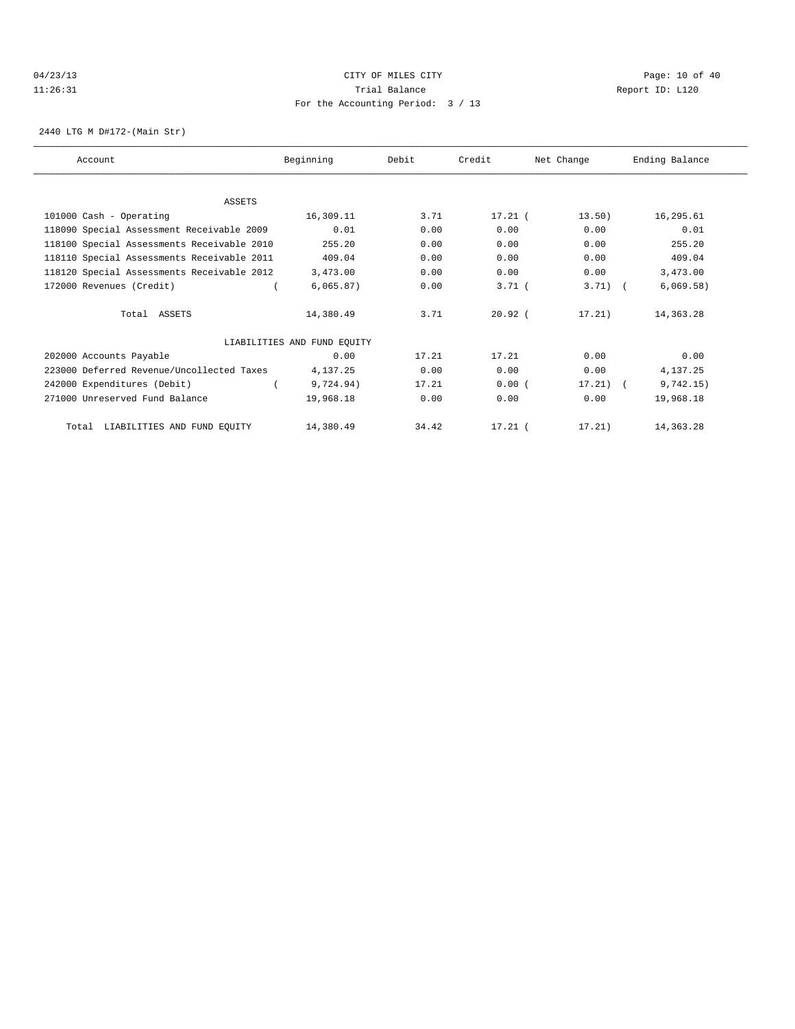04/23/13 CITY OF MILES CITY
11:26:31 Trial Balance Report ID: L120
For the Accounting Period: 3 / 13

2440 LTG M D#172-(Main Str)

| Account | Beginning | Debit | Credit | Net Change | Ending Balance |
|---|---|---|---|---|---|
| ASSETS | | | | | |
| 101000 Cash - Operating | 16,309.11 | 3.71 | 17.21 | ( 13.50) | 16,295.61 |
| 118090 Special Assessment Receivable 2009 | 0.01 | 0.00 | 0.00 | 0.00 | 0.01 |
| 118100 Special Assessments Receivable 2010 | 255.20 | 0.00 | 0.00 | 0.00 | 255.20 |
| 118110 Special Assessments Receivable 2011 | 409.04 | 0.00 | 0.00 | 0.00 | 409.04 |
| 118120 Special Assessments Receivable 2012 | 3,473.00 | 0.00 | 0.00 | 0.00 | 3,473.00 |
| 172000 Revenues (Credit) | ( 6,065.87) | 0.00 | 3.71 | ( 3.71) | ( 6,069.58) |
| Total ASSETS | 14,380.49 | 3.71 | 20.92 | ( 17.21) | 14,363.28 |
| LIABILITIES AND FUND EQUITY | | | | | |
| 202000 Accounts Payable | 0.00 | 17.21 | 17.21 | 0.00 | 0.00 |
| 223000 Deferred Revenue/Uncollected Taxes | 4,137.25 | 0.00 | 0.00 | 0.00 | 4,137.25 |
| 242000 Expenditures (Debit) | ( 9,724.94) | 17.21 | 0.00 | ( 17.21) | ( 9,742.15) |
| 271000 Unreserved Fund Balance | 19,968.18 | 0.00 | 0.00 | 0.00 | 19,968.18 |
| Total LIABILITIES AND FUND EQUITY | 14,380.49 | 34.42 | 17.21 | ( 17.21) | 14,363.28 |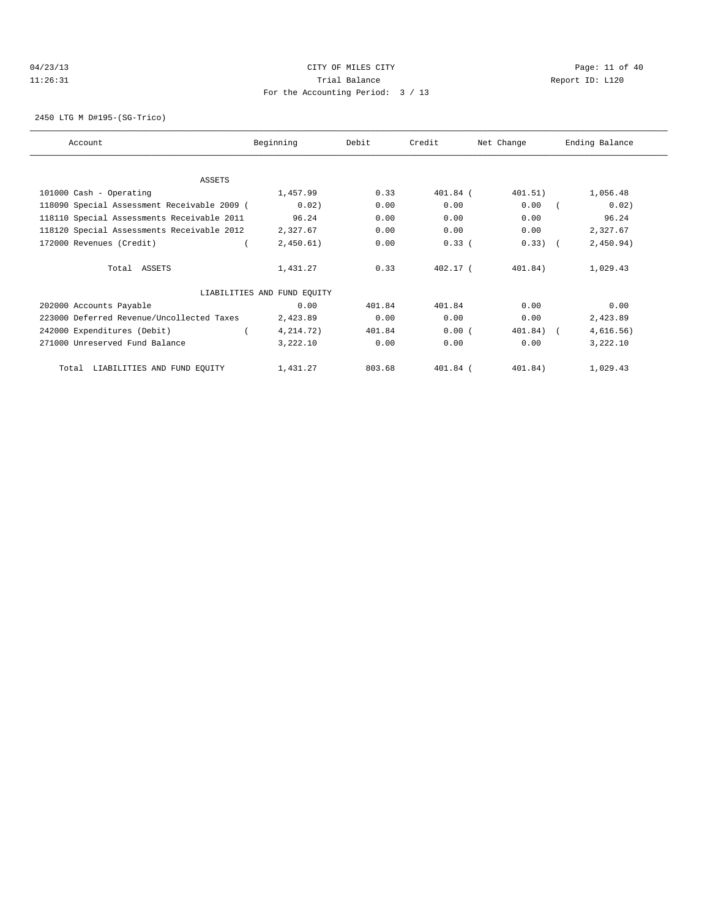CITY OF MILES CITY
Trial Balance
For the Accounting Period: 3 / 13

04/23/13
11:26:31

Report ID: L120

2450 LTG M D#195-(SG-Trico)

| Account | Beginning | Debit | Credit | Net Change | Ending Balance |
|---|---|---|---|---|---|
| ASSETS | | | | | |
| 101000 Cash - Operating | 1,457.99 | 0.33 | 401.84 | ( 401.51) | 1,056.48 |
| 118090 Special Assessment Receivable 2009 | ( 0.02) | 0.00 | 0.00 | 0.00 | ( 0.02) |
| 118110 Special Assessments Receivable 2011 | 96.24 | 0.00 | 0.00 | 0.00 | 96.24 |
| 118120 Special Assessments Receivable 2012 | 2,327.67 | 0.00 | 0.00 | 0.00 | 2,327.67 |
| 172000 Revenues (Credit) | ( 2,450.61) | 0.00 | 0.33 | ( 0.33) | ( 2,450.94) |
| Total ASSETS | 1,431.27 | 0.33 | 402.17 | ( 401.84) | 1,029.43 |
| LIABILITIES AND FUND EQUITY | | | | | |
| 202000 Accounts Payable | 0.00 | 401.84 | 401.84 | 0.00 | 0.00 |
| 223000 Deferred Revenue/Uncollected Taxes | 2,423.89 | 0.00 | 0.00 | 0.00 | 2,423.89 |
| 242000 Expenditures (Debit) | ( 4,214.72) | 401.84 | 0.00 | ( 401.84) | ( 4,616.56) |
| 271000 Unreserved Fund Balance | 3,222.10 | 0.00 | 0.00 | 0.00 | 3,222.10 |
| Total LIABILITIES AND FUND EQUITY | 1,431.27 | 803.68 | 401.84 | ( 401.84) | 1,029.43 |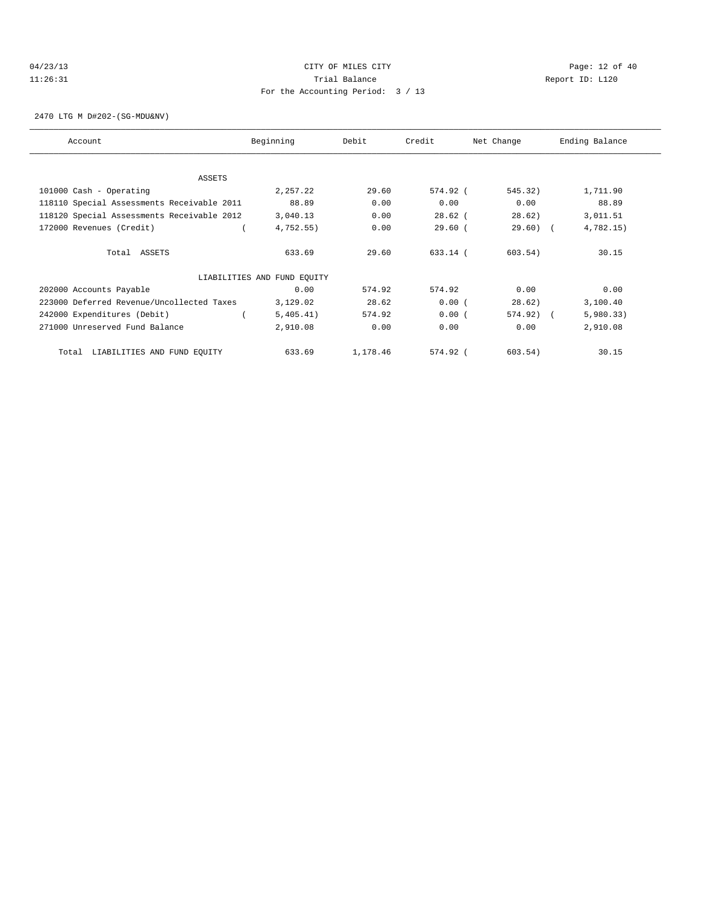CITY OF MILES CITY

Trial Balance

For the Accounting Period: 3 / 13

04/23/13
11:26:31

Report ID: L120

2470 LTG M D#202-(SG-MDU&NV)

| Account | Beginning | Debit | Credit | Net Change | Ending Balance |
|---|---|---|---|---|---|
| ASSETS | | | | | |
| 101000 Cash - Operating | 2,257.22 | 29.60 | 574.92 | ( 545.32) | 1,711.90 |
| 118110 Special Assessments Receivable 2011 | 88.89 | 0.00 | 0.00 | 0.00 | 88.89 |
| 118120 Special Assessments Receivable 2012 | 3,040.13 | 0.00 | 28.62 | ( 28.62) | 3,011.51 |
| 172000 Revenues (Credit) | ( 4,752.55) | 0.00 | 29.60 | ( 29.60) | ( 4,782.15) |
| Total ASSETS | 633.69 | 29.60 | 633.14 | ( 603.54) | 30.15 |
| LIABILITIES AND FUND EQUITY | | | | | |
| 202000 Accounts Payable | 0.00 | 574.92 | 574.92 | 0.00 | 0.00 |
| 223000 Deferred Revenue/Uncollected Taxes | 3,129.02 | 28.62 | 0.00 | ( 28.62) | 3,100.40 |
| 242000 Expenditures (Debit) | ( 5,405.41) | 574.92 | 0.00 | ( 574.92) | ( 5,980.33) |
| 271000 Unreserved Fund Balance | 2,910.08 | 0.00 | 0.00 | 0.00 | 2,910.08 |
| Total LIABILITIES AND FUND EQUITY | 633.69 | 1,178.46 | 574.92 | ( 603.54) | 30.15 |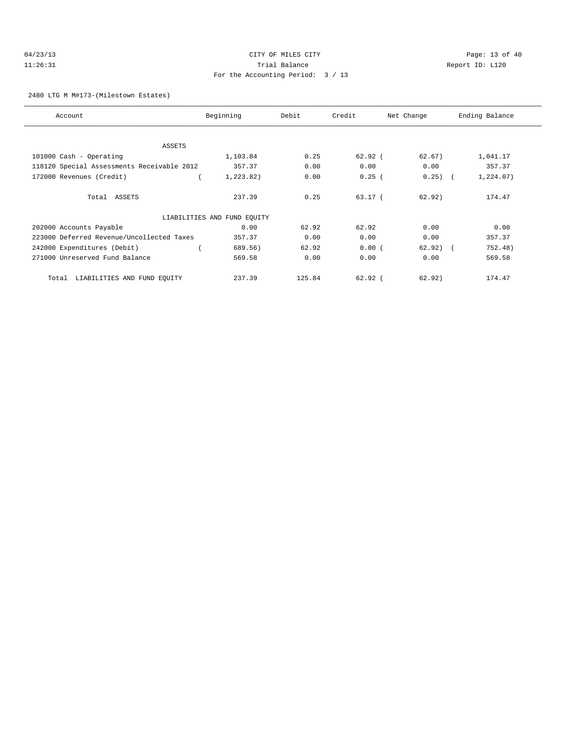CITY OF MILES CITY

Trial Balance

For the Accounting Period: 3 / 13

04/23/13 11:26:31 Report ID: L120

2480 LTG M M#173-(Milestown Estates)

| Account | Beginning | Debit | Credit | Net Change | Ending Balance |
|---|---|---|---|---|---|
| ASSETS | | | | | |
| 101000 Cash - Operating | 1,103.84 | 0.25 | 62.92 | ( 62.67) | 1,041.17 |
| 118120 Special Assessments Receivable 2012 | 357.37 | 0.00 | 0.00 | 0.00 | 357.37 |
| 172000 Revenues (Credit) | ( 1,223.82) | 0.00 | 0.25 | ( 0.25) | ( 1,224.07) |
| Total ASSETS | 237.39 | 0.25 | 63.17 | ( 62.92) | 174.47 |
| LIABILITIES AND FUND EQUITY | | | | | |
| 202000 Accounts Payable | 0.00 | 62.92 | 62.92 | 0.00 | 0.00 |
| 223000 Deferred Revenue/Uncollected Taxes | 357.37 | 0.00 | 0.00 | 0.00 | 357.37 |
| 242000 Expenditures (Debit) | ( 689.56) | 62.92 | 0.00 | ( 62.92) | ( 752.48) |
| 271000 Unreserved Fund Balance | 569.58 | 0.00 | 0.00 | 0.00 | 569.58 |
| Total LIABILITIES AND FUND EQUITY | 237.39 | 125.84 | 62.92 | ( 62.92) | 174.47 |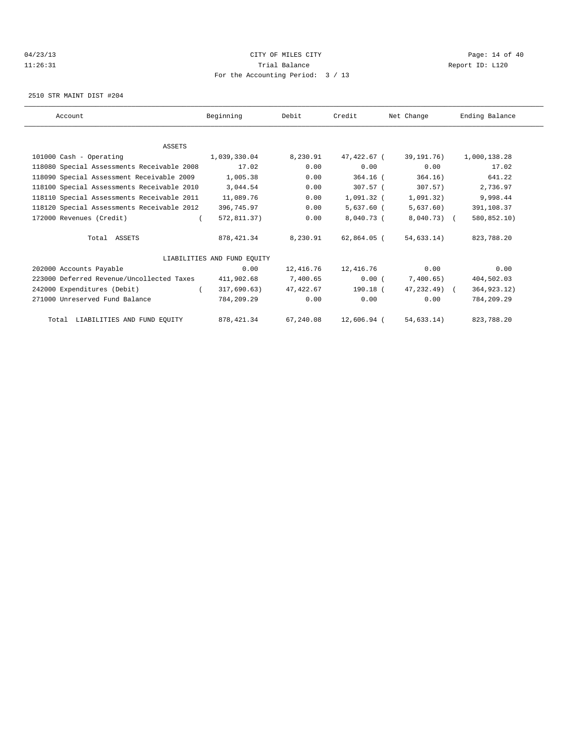CITY OF MILES CITY

Trial Balance

For the Accounting Period: 3 / 13

04/23/13 11:26:31 — Report ID: L120

2510 STR MAINT DIST #204

| Account | Beginning | Debit | Credit | Net Change | Ending Balance |
|---|---|---|---|---|---|
| ASSETS | | | | | |
| 101000 Cash - Operating | 1,039,330.04 | 8,230.91 | 47,422.67 | ( 39,191.76) | 1,000,138.28 |
| 118080 Special Assessments Receivable 2008 | 17.02 | 0.00 | 0.00 | 0.00 | 17.02 |
| 118090 Special Assessment Receivable 2009 | 1,005.38 | 0.00 | 364.16 | ( 364.16) | 641.22 |
| 118100 Special Assessments Receivable 2010 | 3,044.54 | 0.00 | 307.57 | ( 307.57) | 2,736.97 |
| 118110 Special Assessments Receivable 2011 | 11,089.76 | 0.00 | 1,091.32 | ( 1,091.32) | 9,998.44 |
| 118120 Special Assessments Receivable 2012 | 396,745.97 | 0.00 | 5,637.60 | ( 5,637.60) | 391,108.37 |
| 172000 Revenues (Credit) | ( 572,811.37) | 0.00 | 8,040.73 | ( 8,040.73) | ( 580,852.10) |
| Total ASSETS | 878,421.34 | 8,230.91 | 62,864.05 | ( 54,633.14) | 823,788.20 |
| LIABILITIES AND FUND EQUITY | | | | | |
| 202000 Accounts Payable | 0.00 | 12,416.76 | 12,416.76 | 0.00 | 0.00 |
| 223000 Deferred Revenue/Uncollected Taxes | 411,902.68 | 7,400.65 | 0.00 | ( 7,400.65) | 404,502.03 |
| 242000 Expenditures (Debit) | ( 317,690.63) | 47,422.67 | 190.18 | ( 47,232.49) | ( 364,923.12) |
| 271000 Unreserved Fund Balance | 784,209.29 | 0.00 | 0.00 | 0.00 | 784,209.29 |
| Total LIABILITIES AND FUND EQUITY | 878,421.34 | 67,240.08 | 12,606.94 | ( 54,633.14) | 823,788.20 |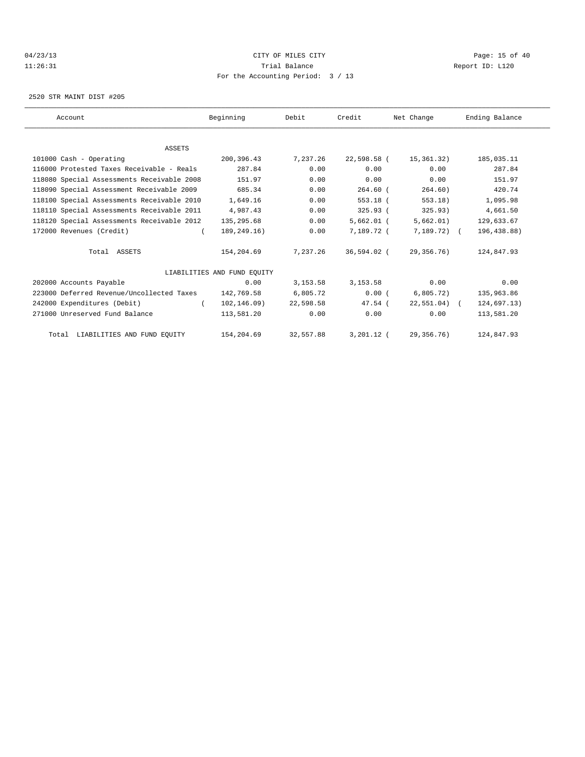04/23/13 CITY OF MILES CITY
11:26:31 Trial Balance Report ID: L120
For the Accounting Period: 3 / 13

2520 STR MAINT DIST #205

| Account | Beginning | Debit | Credit | Net Change | Ending Balance |
|---|---|---|---|---|---|
| ASSETS | | | | | |
| 101000 Cash - Operating | 200,396.43 | 7,237.26 | 22,598.58 | ( 15,361.32) | 185,035.11 |
| 116000 Protested Taxes Receivable - Reals | 287.84 | 0.00 | 0.00 | 0.00 | 287.84 |
| 118080 Special Assessments Receivable 2008 | 151.97 | 0.00 | 0.00 | 0.00 | 151.97 |
| 118090 Special Assessment Receivable 2009 | 685.34 | 0.00 | 264.60 | ( 264.60) | 420.74 |
| 118100 Special Assessments Receivable 2010 | 1,649.16 | 0.00 | 553.18 | ( 553.18) | 1,095.98 |
| 118110 Special Assessments Receivable 2011 | 4,987.43 | 0.00 | 325.93 | ( 325.93) | 4,661.50 |
| 118120 Special Assessments Receivable 2012 | 135,295.68 | 0.00 | 5,662.01 | ( 5,662.01) | 129,633.67 |
| 172000 Revenues (Credit) | ( 189,249.16) | 0.00 | 7,189.72 | ( 7,189.72) | ( 196,438.88) |
| Total ASSETS | 154,204.69 | 7,237.26 | 36,594.02 | ( 29,356.76) | 124,847.93 |
| LIABILITIES AND FUND EQUITY | | | | | |
| 202000 Accounts Payable | 0.00 | 3,153.58 | 3,153.58 | 0.00 | 0.00 |
| 223000 Deferred Revenue/Uncollected Taxes | 142,769.58 | 6,805.72 | 0.00 | ( 6,805.72) | 135,963.86 |
| 242000 Expenditures (Debit) | ( 102,146.09) | 22,598.58 | 47.54 | ( 22,551.04) | ( 124,697.13) |
| 271000 Unreserved Fund Balance | 113,581.20 | 0.00 | 0.00 | 0.00 | 113,581.20 |
| Total LIABILITIES AND FUND EQUITY | 154,204.69 | 32,557.88 | 3,201.12 | ( 29,356.76) | 124,847.93 |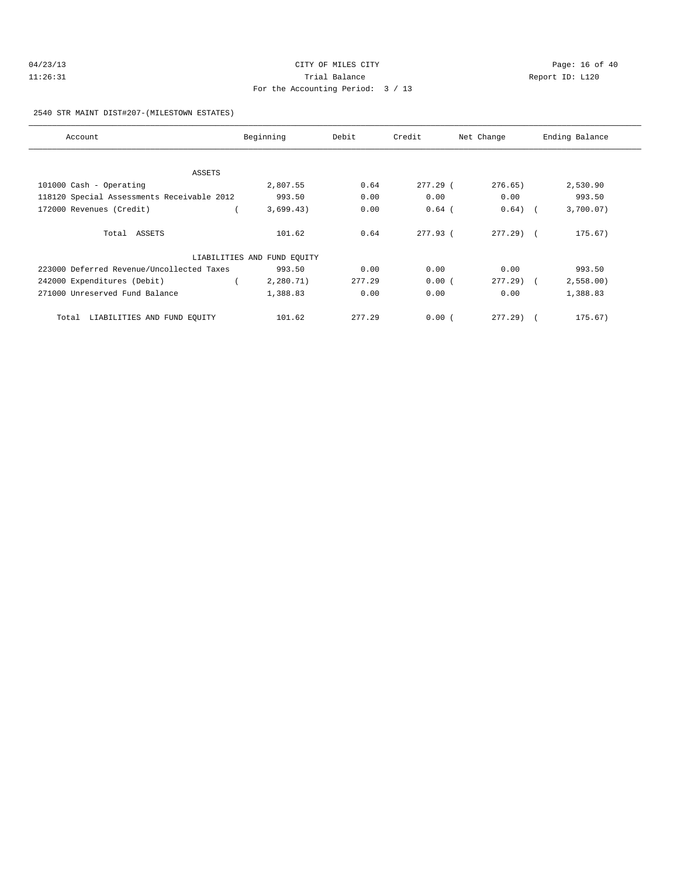04/23/13 CITY OF MILES CITY
11:26:31 Trial Balance Report ID: L120
For the Accounting Period: 3 / 13

2540 STR MAINT DIST#207-(MILESTOWN ESTATES)

| Account | Beginning | Debit | Credit | Net Change | Ending Balance |
|---|---|---|---|---|---|
| ASSETS | | | | | |
| 101000 Cash - Operating | 2,807.55 | 0.64 | 277.29 | (276.65) | 2,530.90 |
| 118120 Special Assessments Receivable 2012 | 993.50 | 0.00 | 0.00 | 0.00 | 993.50 |
| 172000 Revenues (Credit) | (3,699.43) | 0.00 | 0.64 | (0.64) | (3,700.07) |
| Total ASSETS | 101.62 | 0.64 | 277.93 | (277.29) | (175.67) |
| LIABILITIES AND FUND EQUITY | | | | | |
| 223000 Deferred Revenue/Uncollected Taxes | 993.50 | 0.00 | 0.00 | 0.00 | 993.50 |
| 242000 Expenditures (Debit) | (2,280.71) | 277.29 | 0.00 | (277.29) | (2,558.00) |
| 271000 Unreserved Fund Balance | 1,388.83 | 0.00 | 0.00 | 0.00 | 1,388.83 |
| Total LIABILITIES AND FUND EQUITY | 101.62 | 277.29 | 0.00 | (277.29) | (175.67) |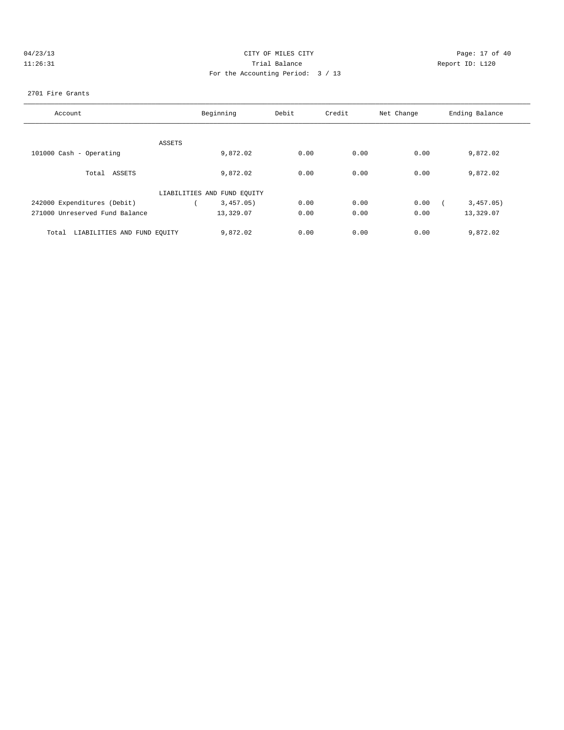04/23/13 CITY OF MILES CITY
11:26:31 Trial Balance Report ID: L120
For the Accounting Period: 3 / 13

2701 Fire Grants

| Account | Beginning | Debit | Credit | Net Change | Ending Balance |
|---|---|---|---|---|---|
| ASSETS | | | | | |
| 101000 Cash - Operating | 9,872.02 | 0.00 | 0.00 | 0.00 | 9,872.02 |
| Total ASSETS | 9,872.02 | 0.00 | 0.00 | 0.00 | 9,872.02 |
| LIABILITIES AND FUND EQUITY | | | | | |
| 242000 Expenditures (Debit) | ( 3,457.05) | 0.00 | 0.00 | 0.00 | ( 3,457.05) |
| 271000 Unreserved Fund Balance | 13,329.07 | 0.00 | 0.00 | 0.00 | 13,329.07 |
| Total LIABILITIES AND FUND EQUITY | 9,872.02 | 0.00 | 0.00 | 0.00 | 9,872.02 |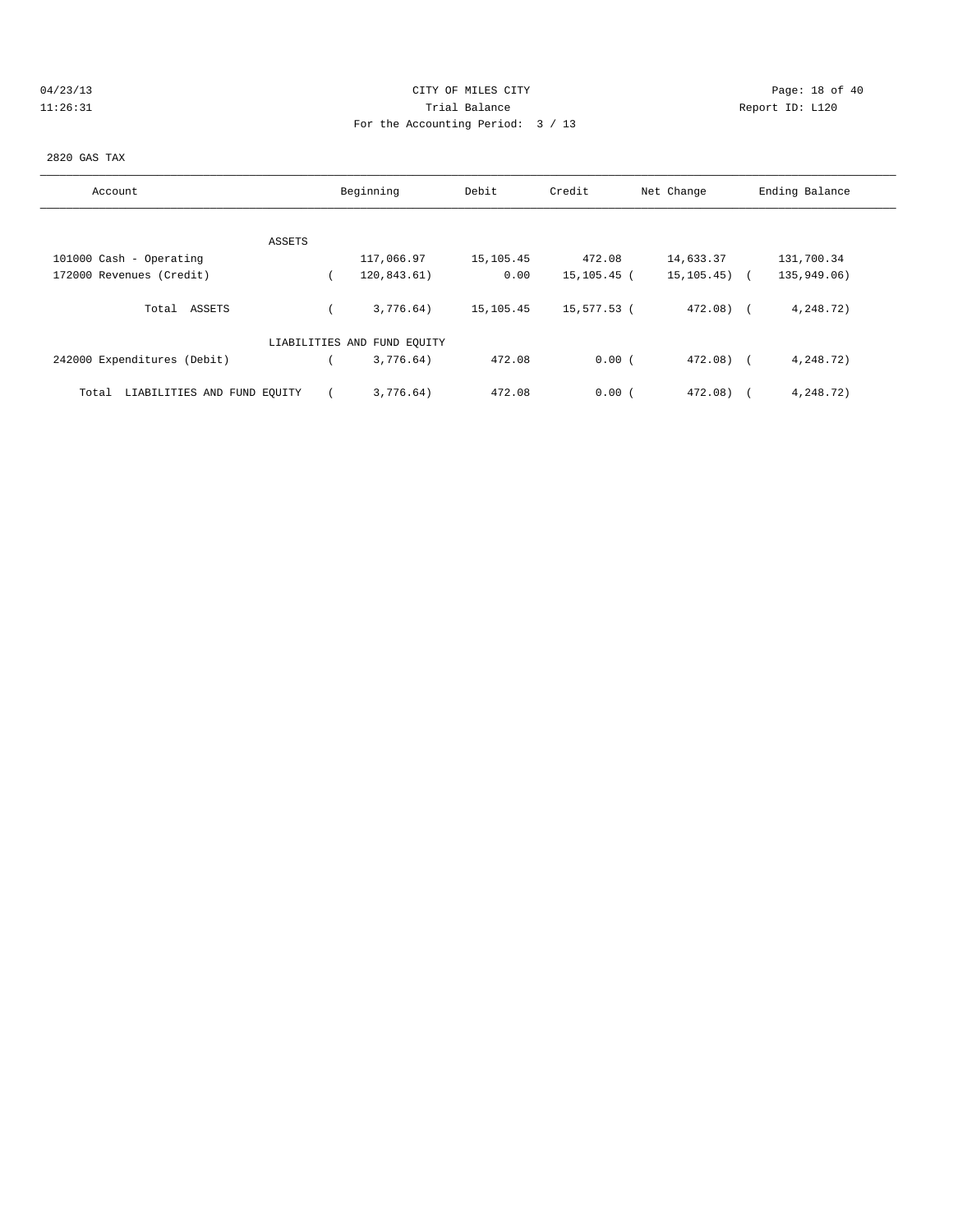CITY OF MILES CITY

Trial Balance

For the Accounting Period: 3 / 13

04/23/13
11:26:31

Report ID: L120

2820 GAS TAX

| Account | Beginning | Debit | Credit | Net Change | Ending Balance |
|---|---|---|---|---|---|
| ASSETS | | | | | |
| 101000 Cash - Operating | 117,066.97 | 15,105.45 | 472.08 | 14,633.37 | 131,700.34 |
| 172000 Revenues (Credit) | ( 120,843.61) | 0.00 | 15,105.45 | ( 15,105.45) | ( 135,949.06) |
| Total ASSETS | ( 3,776.64) | 15,105.45 | 15,577.53 | ( 472.08) | ( 4,248.72) |
| LIABILITIES AND FUND EQUITY | | | | | |
| 242000 Expenditures (Debit) | ( 3,776.64) | 472.08 | 0.00 | ( 472.08) | ( 4,248.72) |
| Total LIABILITIES AND FUND EQUITY | ( 3,776.64) | 472.08 | 0.00 | ( 472.08) | ( 4,248.72) |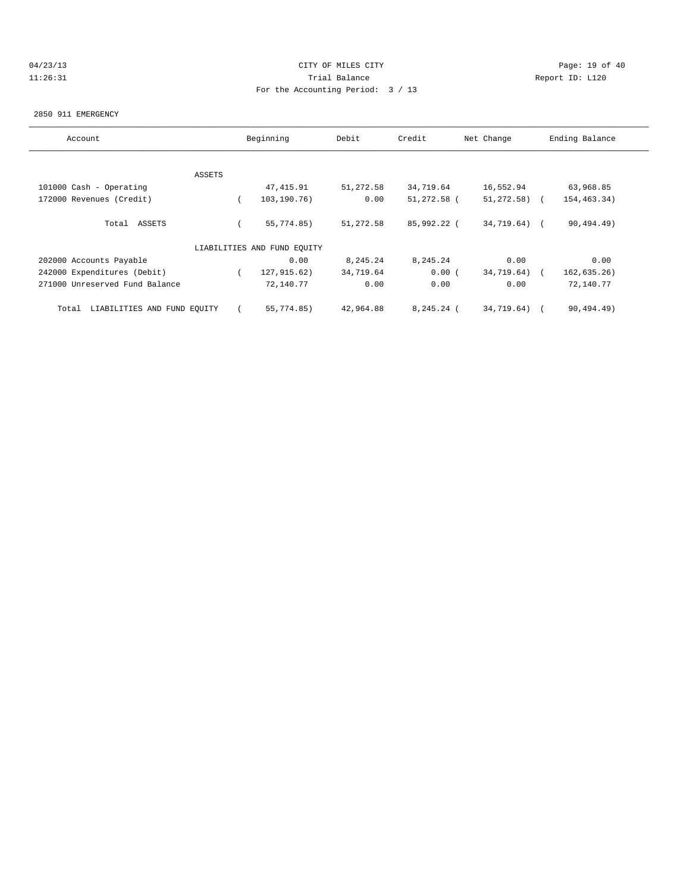CITY OF MILES CITY

Trial Balance

For the Accounting Period: 3 / 13

04/23/13
11:26:31

Report ID: L120

2850 911 EMERGENCY

| Account | Beginning | Debit | Credit | Net Change | Ending Balance |
|---|---|---|---|---|---|
| ASSETS | | | | | |
| 101000 Cash - Operating | 47,415.91 | 51,272.58 | 34,719.64 | 16,552.94 | 63,968.85 |
| 172000 Revenues (Credit) | ( 103,190.76) | 0.00 | 51,272.58 | ( 51,272.58) | ( 154,463.34) |
| Total ASSETS | ( 55,774.85) | 51,272.58 | 85,992.22 | ( 34,719.64) | ( 90,494.49) |
| LIABILITIES AND FUND EQUITY | | | | | |
| 202000 Accounts Payable | 0.00 | 8,245.24 | 8,245.24 | 0.00 | 0.00 |
| 242000 Expenditures (Debit) | ( 127,915.62) | 34,719.64 | 0.00 | ( 34,719.64) | ( 162,635.26) |
| 271000 Unreserved Fund Balance | 72,140.77 | 0.00 | 0.00 | 0.00 | 72,140.77 |
| Total LIABILITIES AND FUND EQUITY | ( 55,774.85) | 42,964.88 | 8,245.24 | ( 34,719.64) | ( 90,494.49) |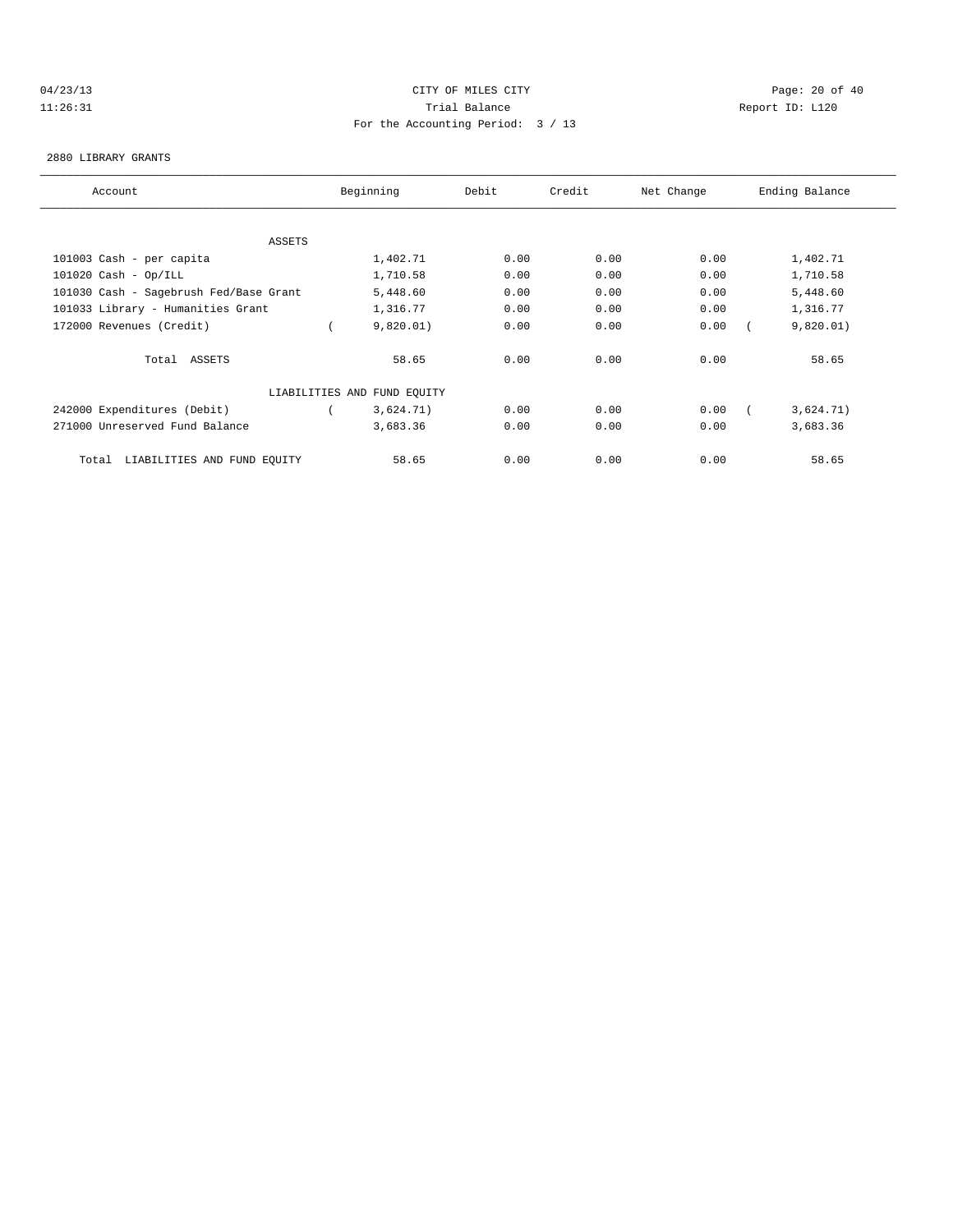CITY OF MILES CITY

Trial Balance

For the Accounting Period: 3 / 13

04/23/13 11:26:31 Report ID: L120

2880 LIBRARY GRANTS

| Account | Beginning | Debit | Credit | Net Change | Ending Balance |
|---|---|---|---|---|---|
| ASSETS | | | | | |
| 101003 Cash - per capita | 1,402.71 | 0.00 | 0.00 | 0.00 | 1,402.71 |
| 101020 Cash - Op/ILL | 1,710.58 | 0.00 | 0.00 | 0.00 | 1,710.58 |
| 101030 Cash - Sagebrush Fed/Base Grant | 5,448.60 | 0.00 | 0.00 | 0.00 | 5,448.60 |
| 101033 Library - Humanities Grant | 1,316.77 | 0.00 | 0.00 | 0.00 | 1,316.77 |
| 172000 Revenues (Credit) | ( 9,820.01) | 0.00 | 0.00 | 0.00 | ( 9,820.01) |
| Total ASSETS | 58.65 | 0.00 | 0.00 | 0.00 | 58.65 |
| LIABILITIES AND FUND EQUITY | | | | | |
| 242000 Expenditures (Debit) | ( 3,624.71) | 0.00 | 0.00 | 0.00 | ( 3,624.71) |
| 271000 Unreserved Fund Balance | 3,683.36 | 0.00 | 0.00 | 0.00 | 3,683.36 |
| Total LIABILITIES AND FUND EQUITY | 58.65 | 0.00 | 0.00 | 0.00 | 58.65 |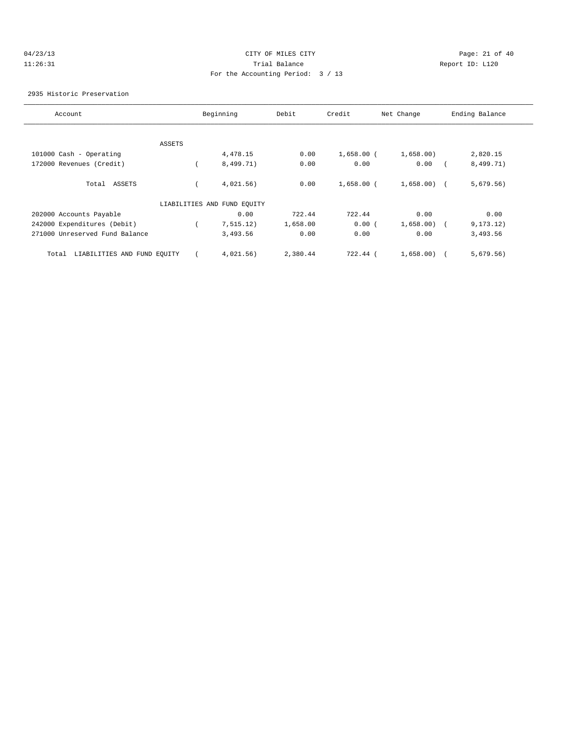CITY OF MILES CITY

Trial Balance

For the Accounting Period: 3 / 13

04/23/13 11:26:31 — Report ID: L120

2935 Historic Preservation

| Account | Beginning | Debit | Credit | Net Change | Ending Balance |
|---|---|---|---|---|---|
| ASSETS | | | | | |
| 101000 Cash - Operating | 4,478.15 | 0.00 | 1,658.00 | (1,658.00) | 2,820.15 |
| 172000 Revenues (Credit) | (8,499.71) | 0.00 | 0.00 | 0.00 | (8,499.71) |
| Total ASSETS | (4,021.56) | 0.00 | 1,658.00 | (1,658.00) | (5,679.56) |
| LIABILITIES AND FUND EQUITY | | | | | |
| 202000 Accounts Payable | 0.00 | 722.44 | 722.44 | 0.00 | 0.00 |
| 242000 Expenditures (Debit) | (7,515.12) | 1,658.00 | 0.00 | (1,658.00) | (9,173.12) |
| 271000 Unreserved Fund Balance | 3,493.56 | 0.00 | 0.00 | 0.00 | 3,493.56 |
| Total LIABILITIES AND FUND EQUITY | (4,021.56) | 2,380.44 | 722.44 | (1,658.00) | (5,679.56) |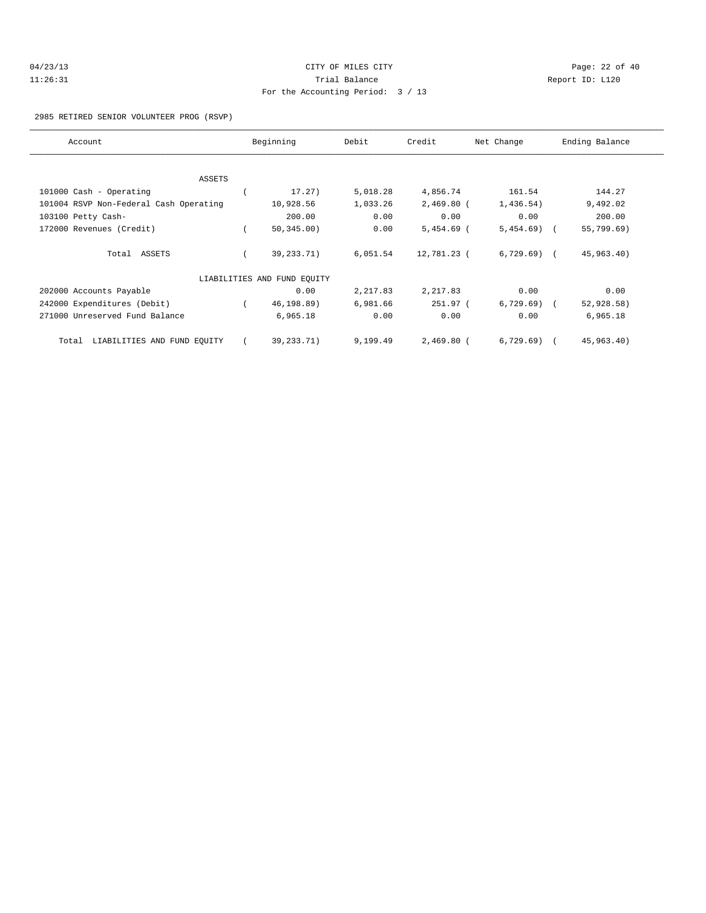CITY OF MILES CITY
Trial Balance
For the Accounting Period: 3 / 13

04/23/13 11:26:31 — Report ID: L120

2985 RETIRED SENIOR VOLUNTEER PROG (RSVP)

| Account | Beginning | Debit | Credit | Net Change | Ending Balance |
|---|---|---|---|---|---|
| ASSETS | | | | | |
| 101000 Cash - Operating | ( 17.27) | 5,018.28 | 4,856.74 | 161.54 | 144.27 |
| 101004 RSVP Non-Federal Cash Operating | 10,928.56 | 1,033.26 | 2,469.80 | ( 1,436.54) | 9,492.02 |
| 103100 Petty Cash- | 200.00 | 0.00 | 0.00 | 0.00 | 200.00 |
| 172000 Revenues (Credit) | ( 50,345.00) | 0.00 | 5,454.69 | ( 5,454.69) | ( 55,799.69) |
| Total ASSETS | ( 39,233.71) | 6,051.54 | 12,781.23 | ( 6,729.69) | ( 45,963.40) |
| LIABILITIES AND FUND EQUITY | | | | | |
| 202000 Accounts Payable | 0.00 | 2,217.83 | 2,217.83 | 0.00 | 0.00 |
| 242000 Expenditures (Debit) | ( 46,198.89) | 6,981.66 | 251.97 | ( 6,729.69) | ( 52,928.58) |
| 271000 Unreserved Fund Balance | 6,965.18 | 0.00 | 0.00 | 0.00 | 6,965.18 |
| Total LIABILITIES AND FUND EQUITY | ( 39,233.71) | 9,199.49 | 2,469.80 | ( 6,729.69) | ( 45,963.40) |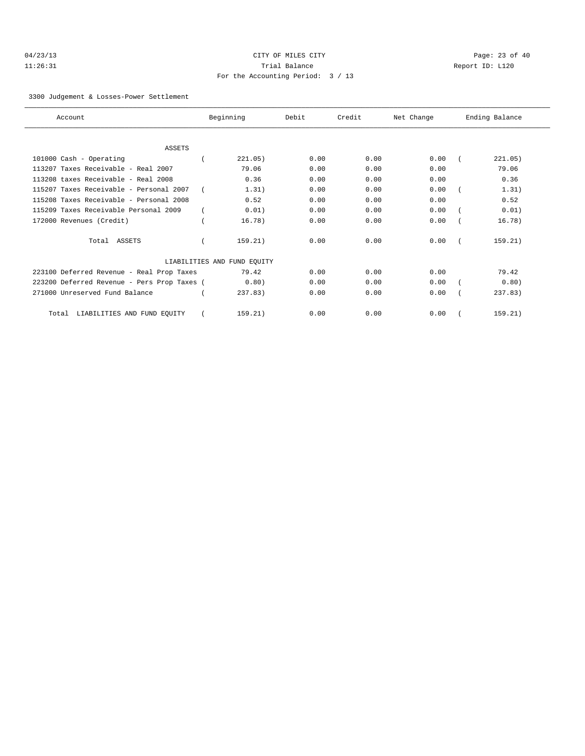CITY OF MILES CITY

Trial Balance

For the Accounting Period: 3 / 13

04/23/13 11:26:31 Report ID: L120

3300 Judgement & Losses-Power Settlement

| Account | Beginning | Debit | Credit | Net Change | Ending Balance |
|---|---|---|---|---|---|
| ASSETS | | | | | |
| 101000 Cash - Operating | ( 221.05) | 0.00 | 0.00 | 0.00 | ( 221.05) |
| 113207 Taxes Receivable - Real 2007 | 79.06 | 0.00 | 0.00 | 0.00 | 79.06 |
| 113208 taxes Receivable - Real 2008 | 0.36 | 0.00 | 0.00 | 0.00 | 0.36 |
| 115207 Taxes Receivable - Personal 2007 | ( 1.31) | 0.00 | 0.00 | 0.00 | ( 1.31) |
| 115208 Taxes Receivable - Personal 2008 | 0.52 | 0.00 | 0.00 | 0.00 | 0.52 |
| 115209 Taxes Receivable Personal 2009 | ( 0.01) | 0.00 | 0.00 | 0.00 | ( 0.01) |
| 172000 Revenues (Credit) | ( 16.78) | 0.00 | 0.00 | 0.00 | ( 16.78) |
| Total ASSETS | ( 159.21) | 0.00 | 0.00 | 0.00 | ( 159.21) |
| LIABILITIES AND FUND EQUITY | | | | | |
| 223100 Deferred Revenue - Real Prop Taxes | 79.42 | 0.00 | 0.00 | 0.00 | 79.42 |
| 223200 Deferred Revenue - Pers Prop Taxes | ( 0.80) | 0.00 | 0.00 | 0.00 | ( 0.80) |
| 271000 Unreserved Fund Balance | ( 237.83) | 0.00 | 0.00 | 0.00 | ( 237.83) |
| Total LIABILITIES AND FUND EQUITY | ( 159.21) | 0.00 | 0.00 | 0.00 | ( 159.21) |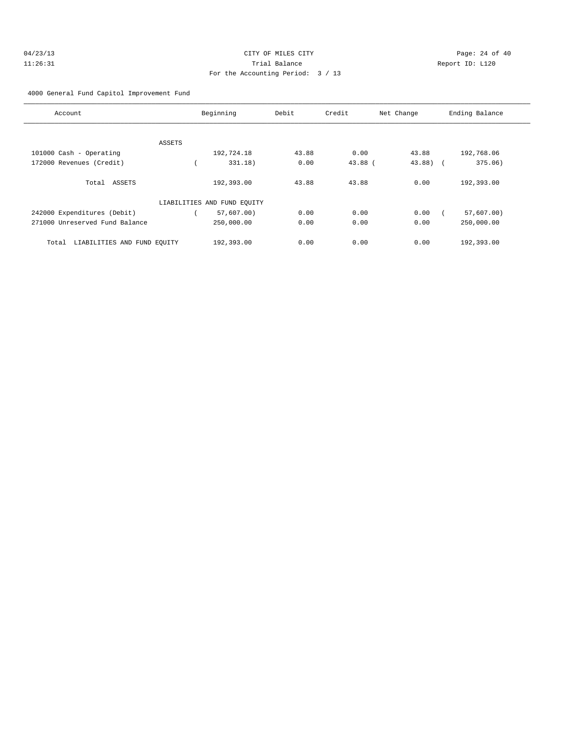04/23/13 CITY OF MILES CITY
11:26:31 Trial Balance Report ID: L120
For the Accounting Period: 3 / 13

4000 General Fund Capitol Improvement Fund

| Account | Beginning | Debit | Credit | Net Change | Ending Balance |
|---|---|---|---|---|---|
| ASSETS | | | | | |
| 101000 Cash - Operating | 192,724.18 | 43.88 | 0.00 | 43.88 | 192,768.06 |
| 172000 Revenues (Credit) | ( 331.18) | 0.00 | 43.88 | ( 43.88) | ( 375.06) |
| Total ASSETS | 192,393.00 | 43.88 | 43.88 | 0.00 | 192,393.00 |
| LIABILITIES AND FUND EQUITY | | | | | |
| 242000 Expenditures (Debit) | ( 57,607.00) | 0.00 | 0.00 | 0.00 | ( 57,607.00) |
| 271000 Unreserved Fund Balance | 250,000.00 | 0.00 | 0.00 | 0.00 | 250,000.00 |
| Total LIABILITIES AND FUND EQUITY | 192,393.00 | 0.00 | 0.00 | 0.00 | 192,393.00 |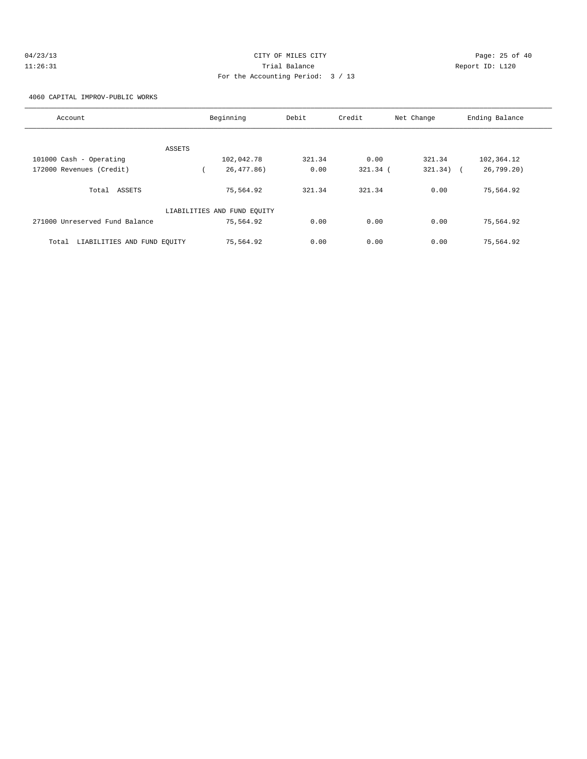CITY OF MILES CITY
Trial Balance
For the Accounting Period: 3 / 13

04/23/13 11:26:31 — Report ID: L120

4060 CAPITAL IMPROV-PUBLIC WORKS

| Account | Beginning | Debit | Credit | Net Change | Ending Balance |
|---|---|---|---|---|---|
| ASSETS | | | | | |
| 101000 Cash - Operating | 102,042.78 | 321.34 | 0.00 | 321.34 | 102,364.12 |
| 172000 Revenues (Credit) | ( 26,477.86) | 0.00 | 321.34 | ( 321.34) | ( 26,799.20) |
| Total ASSETS | 75,564.92 | 321.34 | 321.34 | 0.00 | 75,564.92 |
| LIABILITIES AND FUND EQUITY | | | | | |
| 271000 Unreserved Fund Balance | 75,564.92 | 0.00 | 0.00 | 0.00 | 75,564.92 |
| Total LIABILITIES AND FUND EQUITY | 75,564.92 | 0.00 | 0.00 | 0.00 | 75,564.92 |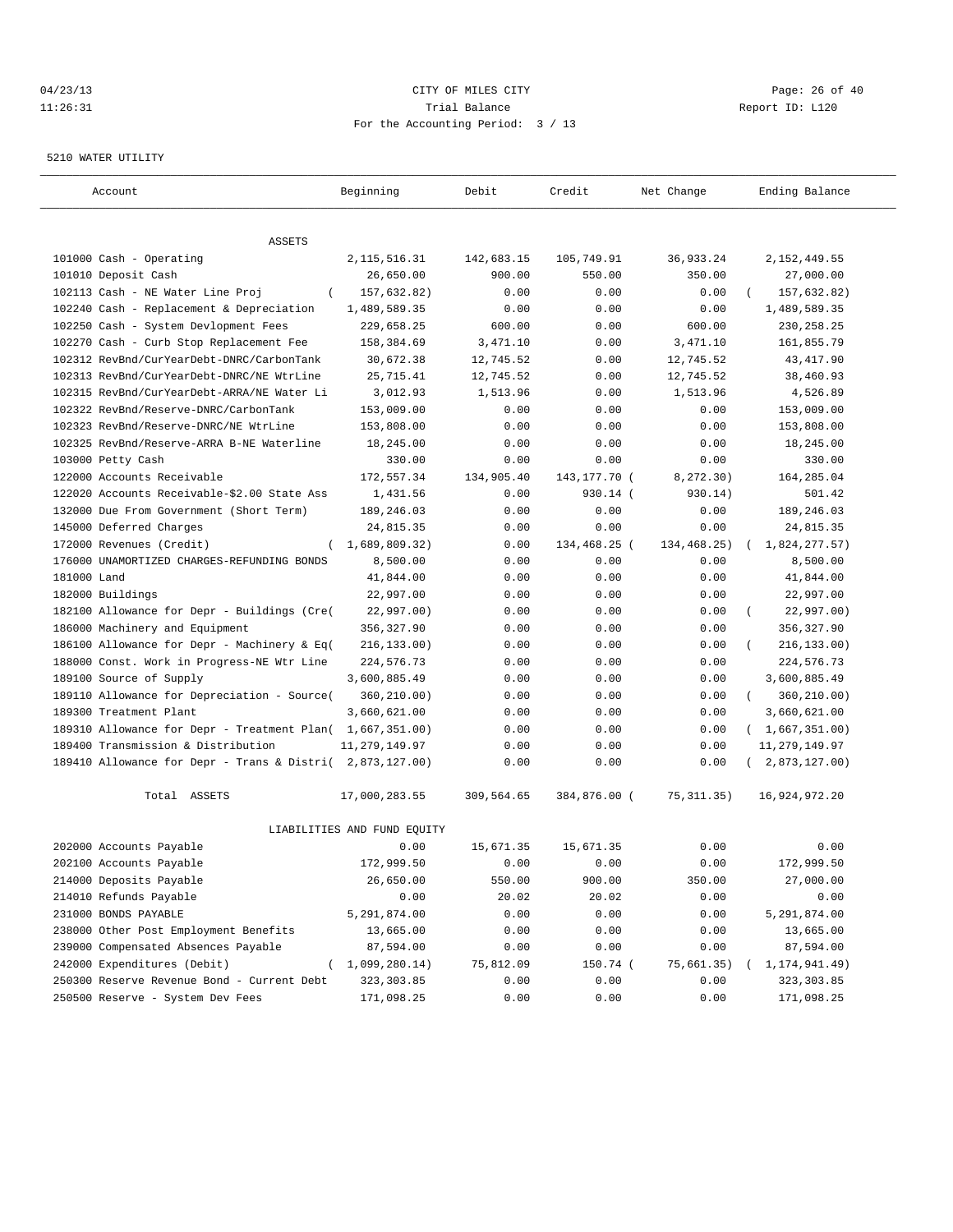04/23/13 CITY OF MILES CITY
11:26:31 Trial Balance Report ID: L120
For the Accounting Period: 3 / 13

5210 WATER UTILITY

| Account | Beginning | Debit | Credit | Net Change | Ending Balance |
|---|---|---|---|---|---|
| ASSETS | | | | | |
| 101000 Cash - Operating | 2,115,516.31 | 142,683.15 | 105,749.91 | 36,933.24 | 2,152,449.55 |
| 101010 Deposit Cash | 26,650.00 | 900.00 | 550.00 | 350.00 | 27,000.00 |
| 102113 Cash - NE Water Line Proj | ( 157,632.82) | 0.00 | 0.00 | 0.00 | ( 157,632.82) |
| 102240 Cash - Replacement & Depreciation | 1,489,589.35 | 0.00 | 0.00 | 0.00 | 1,489,589.35 |
| 102250 Cash - System Devlopment Fees | 229,658.25 | 600.00 | 0.00 | 600.00 | 230,258.25 |
| 102270 Cash - Curb Stop Replacement Fee | 158,384.69 | 3,471.10 | 0.00 | 3,471.10 | 161,855.79 |
| 102312 RevBnd/CurYearDebt-DNRC/CarbonTank | 30,672.38 | 12,745.52 | 0.00 | 12,745.52 | 43,417.90 |
| 102313 RevBnd/CurYearDebt-DNRC/NE WtrLine | 25,715.41 | 12,745.52 | 0.00 | 12,745.52 | 38,460.93 |
| 102315 RevBnd/CurYearDebt-ARRA/NE Water Li | 3,012.93 | 1,513.96 | 0.00 | 1,513.96 | 4,526.89 |
| 102322 RevBnd/Reserve-DNRC/CarbonTank | 153,009.00 | 0.00 | 0.00 | 0.00 | 153,009.00 |
| 102323 RevBnd/Reserve-DNRC/NE WtrLine | 153,808.00 | 0.00 | 0.00 | 0.00 | 153,808.00 |
| 102325 RevBnd/Reserve-ARRA B-NE Waterline | 18,245.00 | 0.00 | 0.00 | 0.00 | 18,245.00 |
| 103000 Petty Cash | 330.00 | 0.00 | 0.00 | 0.00 | 330.00 |
| 122000 Accounts Receivable | 172,557.34 | 134,905.40 | 143,177.70 | ( 8,272.30) | 164,285.04 |
| 122020 Accounts Receivable-$2.00 State Ass | 1,431.56 | 0.00 | 930.14 | ( 930.14) | 501.42 |
| 132000 Due From Government (Short Term) | 189,246.03 | 0.00 | 0.00 | 0.00 | 189,246.03 |
| 145000 Deferred Charges | 24,815.35 | 0.00 | 0.00 | 0.00 | 24,815.35 |
| 172000 Revenues (Credit) | ( 1,689,809.32) | 0.00 | 134,468.25 | ( 134,468.25) | ( 1,824,277.57) |
| 176000 UNAMORTIZED CHARGES-REFUNDING BONDS | 8,500.00 | 0.00 | 0.00 | 0.00 | 8,500.00 |
| 181000 Land | 41,844.00 | 0.00 | 0.00 | 0.00 | 41,844.00 |
| 182000 Buildings | 22,997.00 | 0.00 | 0.00 | 0.00 | 22,997.00 |
| 182100 Allowance for Depr - Buildings (Cre( | 22,997.00) | 0.00 | 0.00 | 0.00 | ( 22,997.00) |
| 186000 Machinery and Equipment | 356,327.90 | 0.00 | 0.00 | 0.00 | 356,327.90 |
| 186100 Allowance for Depr - Machinery & Eq( | 216,133.00) | 0.00 | 0.00 | 0.00 | ( 216,133.00) |
| 188000 Const. Work in Progress-NE Wtr Line | 224,576.73 | 0.00 | 0.00 | 0.00 | 224,576.73 |
| 189100 Source of Supply | 3,600,885.49 | 0.00 | 0.00 | 0.00 | 3,600,885.49 |
| 189110 Allowance for Depreciation - Source( | 360,210.00) | 0.00 | 0.00 | 0.00 | ( 360,210.00) |
| 189300 Treatment Plant | 3,660,621.00 | 0.00 | 0.00 | 0.00 | 3,660,621.00 |
| 189310 Allowance for Depr - Treatment Plan( | 1,667,351.00) | 0.00 | 0.00 | 0.00 | ( 1,667,351.00) |
| 189400 Transmission & Distribution | 11,279,149.97 | 0.00 | 0.00 | 0.00 | 11,279,149.97 |
| 189410 Allowance for Depr - Trans & Distri( | 2,873,127.00) | 0.00 | 0.00 | 0.00 | ( 2,873,127.00) |
| Total ASSETS | 17,000,283.55 | 309,564.65 | 384,876.00 | ( 75,311.35) | 16,924,972.20 |
| LIABILITIES AND FUND EQUITY | | | | | |
| 202000 Accounts Payable | 0.00 | 15,671.35 | 15,671.35 | 0.00 | 0.00 |
| 202100 Accounts Payable | 172,999.50 | 0.00 | 0.00 | 0.00 | 172,999.50 |
| 214000 Deposits Payable | 26,650.00 | 550.00 | 900.00 | 350.00 | 27,000.00 |
| 214010 Refunds Payable | 0.00 | 20.02 | 20.02 | 0.00 | 0.00 |
| 231000 BONDS PAYABLE | 5,291,874.00 | 0.00 | 0.00 | 0.00 | 5,291,874.00 |
| 238000 Other Post Employment Benefits | 13,665.00 | 0.00 | 0.00 | 0.00 | 13,665.00 |
| 239000 Compensated Absences Payable | 87,594.00 | 0.00 | 0.00 | 0.00 | 87,594.00 |
| 242000 Expenditures (Debit) | ( 1,099,280.14) | 75,812.09 | 150.74 | ( 75,661.35) | ( 1,174,941.49) |
| 250300 Reserve Revenue Bond - Current Debt | 323,303.85 | 0.00 | 0.00 | 0.00 | 323,303.85 |
| 250500 Reserve - System Dev Fees | 171,098.25 | 0.00 | 0.00 | 0.00 | 171,098.25 |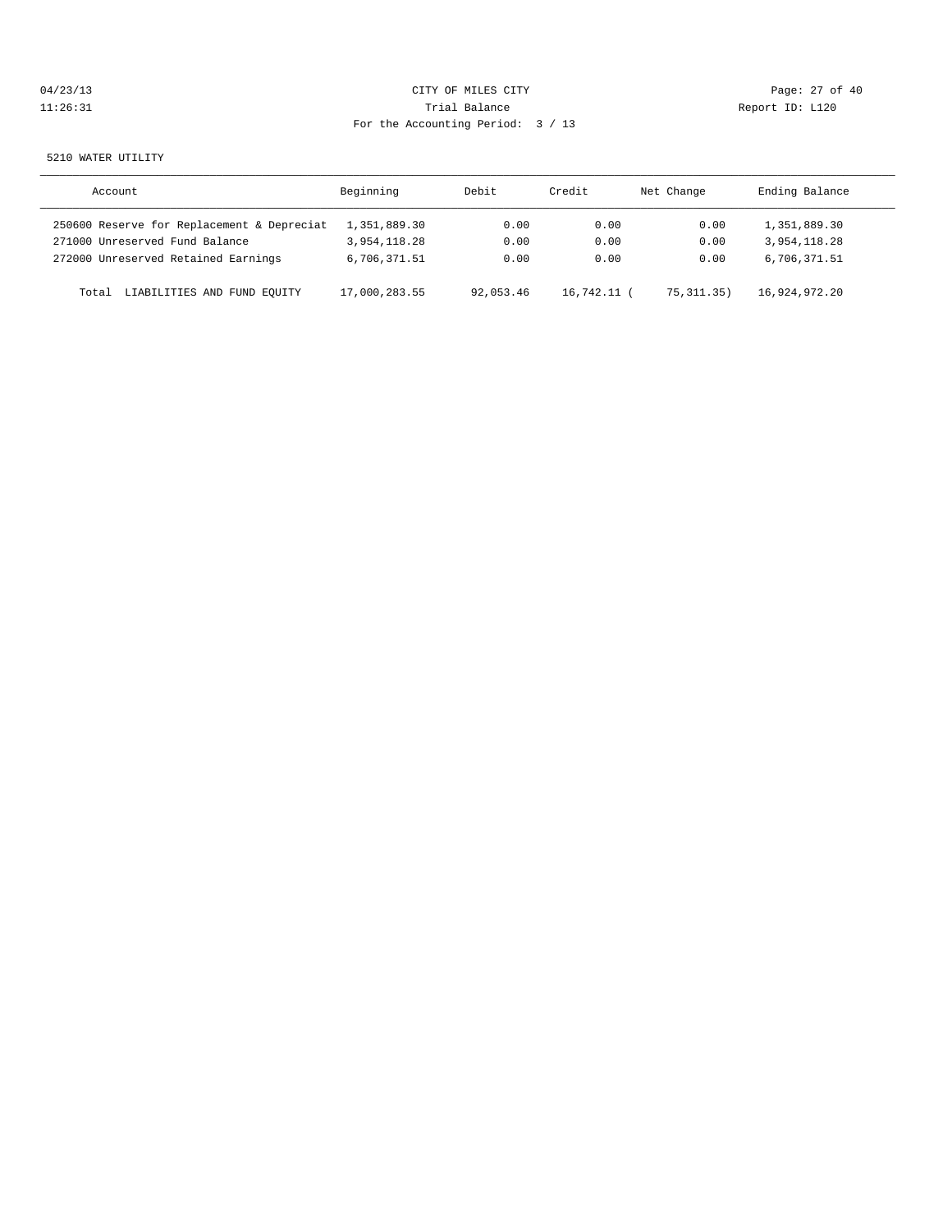CITY OF MILES CITY
Trial Balance
For the Accounting Period: 3 / 13

04/23/13
11:26:31

Report ID: L120

5210 WATER UTILITY

| Account | Beginning | Debit | Credit | Net Change | Ending Balance |
|---|---|---|---|---|---|
| 250600 Reserve for Replacement & Depreciat | 1,351,889.30 | 0.00 | 0.00 | 0.00 | 1,351,889.30 |
| 271000 Unreserved Fund Balance | 3,954,118.28 | 0.00 | 0.00 | 0.00 | 3,954,118.28 |
| 272000 Unreserved Retained Earnings | 6,706,371.51 | 0.00 | 0.00 | 0.00 | 6,706,371.51 |
| Total LIABILITIES AND FUND EQUITY | 17,000,283.55 | 92,053.46 | 16,742.11 | ( 75,311.35) | 16,924,972.20 |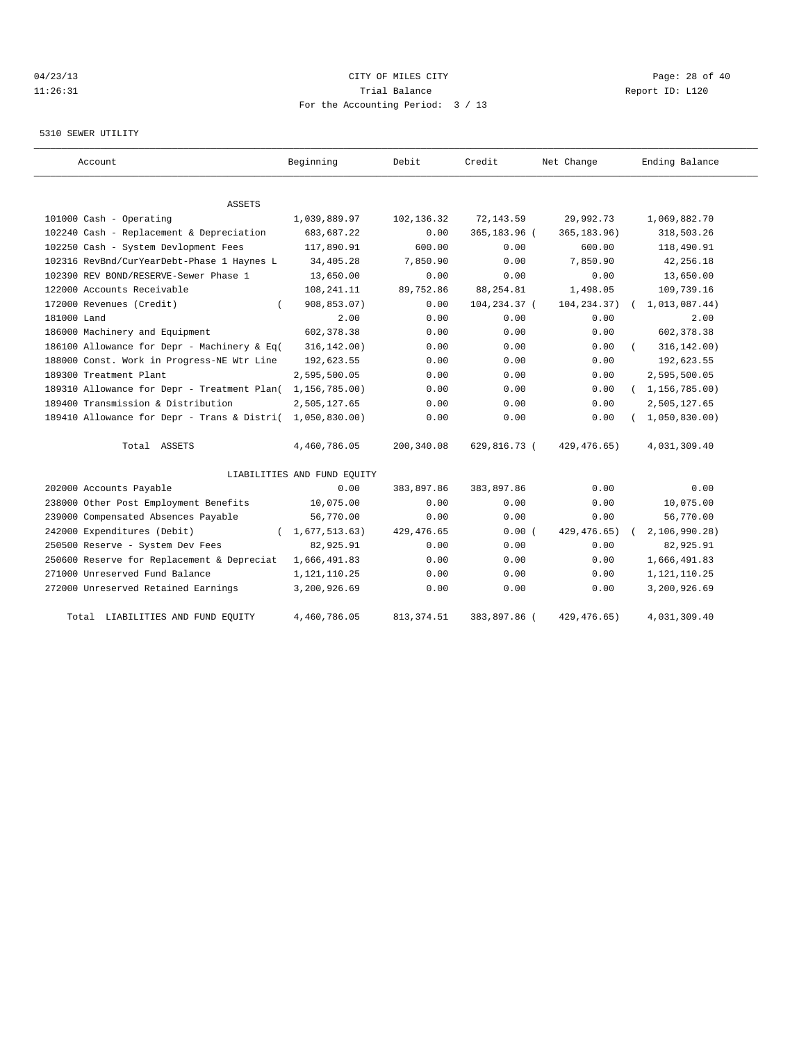CITY OF MILES CITY

Trial Balance

For the Accounting Period: 3 / 13

04/23/13 11:26:31 — Report ID: L120

5310 SEWER UTILITY

| Account | Beginning | Debit | Credit | Net Change | Ending Balance |
|---|---|---|---|---|---|
| **ASSETS** | | | | | |
| 101000 Cash - Operating | 1,039,889.97 | 102,136.32 | 72,143.59 | 29,992.73 | 1,069,882.70 |
| 102240 Cash - Replacement & Depreciation | 683,687.22 | 0.00 | 365,183.96 | (365,183.96) | 318,503.26 |
| 102250 Cash - System Devlopment Fees | 117,890.91 | 600.00 | 0.00 | 600.00 | 118,490.91 |
| 102316 RevBnd/CurYearDebt-Phase 1 Haynes L | 34,405.28 | 7,850.90 | 0.00 | 7,850.90 | 42,256.18 |
| 102390 REV BOND/RESERVE-Sewer Phase 1 | 13,650.00 | 0.00 | 0.00 | 0.00 | 13,650.00 |
| 122000 Accounts Receivable | 108,241.11 | 89,752.86 | 88,254.81 | 1,498.05 | 109,739.16 |
| 172000 Revenues (Credit) | (908,853.07) | 0.00 | 104,234.37 | (104,234.37) | (1,013,087.44) |
| 181000 Land | 2.00 | 0.00 | 0.00 | 0.00 | 2.00 |
| 186000 Machinery and Equipment | 602,378.38 | 0.00 | 0.00 | 0.00 | 602,378.38 |
| 186100 Allowance for Depr - Machinery & Eq | (316,142.00) | 0.00 | 0.00 | 0.00 | (316,142.00) |
| 188000 Const. Work in Progress-NE Wtr Line | 192,623.55 | 0.00 | 0.00 | 0.00 | 192,623.55 |
| 189300 Treatment Plant | 2,595,500.05 | 0.00 | 0.00 | 0.00 | 2,595,500.05 |
| 189310 Allowance for Depr - Treatment Plan | (1,156,785.00) | 0.00 | 0.00 | 0.00 | (1,156,785.00) |
| 189400 Transmission & Distribution | 2,505,127.65 | 0.00 | 0.00 | 0.00 | 2,505,127.65 |
| 189410 Allowance for Depr - Trans & Distri | (1,050,830.00) | 0.00 | 0.00 | 0.00 | (1,050,830.00) |
| Total ASSETS | 4,460,786.05 | 200,340.08 | 629,816.73 | (429,476.65) | 4,031,309.40 |
| **LIABILITIES AND FUND EQUITY** | | | | | |
| 202000 Accounts Payable | 0.00 | 383,897.86 | 383,897.86 | 0.00 | 0.00 |
| 238000 Other Post Employment Benefits | 10,075.00 | 0.00 | 0.00 | 0.00 | 10,075.00 |
| 239000 Compensated Absences Payable | 56,770.00 | 0.00 | 0.00 | 0.00 | 56,770.00 |
| 242000 Expenditures (Debit) | (1,677,513.63) | 429,476.65 | 0.00 | (429,476.65) | (2,106,990.28) |
| 250500 Reserve - System Dev Fees | 82,925.91 | 0.00 | 0.00 | 0.00 | 82,925.91 |
| 250600 Reserve for Replacement & Depreciat | 1,666,491.83 | 0.00 | 0.00 | 0.00 | 1,666,491.83 |
| 271000 Unreserved Fund Balance | 1,121,110.25 | 0.00 | 0.00 | 0.00 | 1,121,110.25 |
| 272000 Unreserved Retained Earnings | 3,200,926.69 | 0.00 | 0.00 | 0.00 | 3,200,926.69 |
| Total LIABILITIES AND FUND EQUITY | 4,460,786.05 | 813,374.51 | 383,897.86 | (429,476.65) | 4,031,309.40 |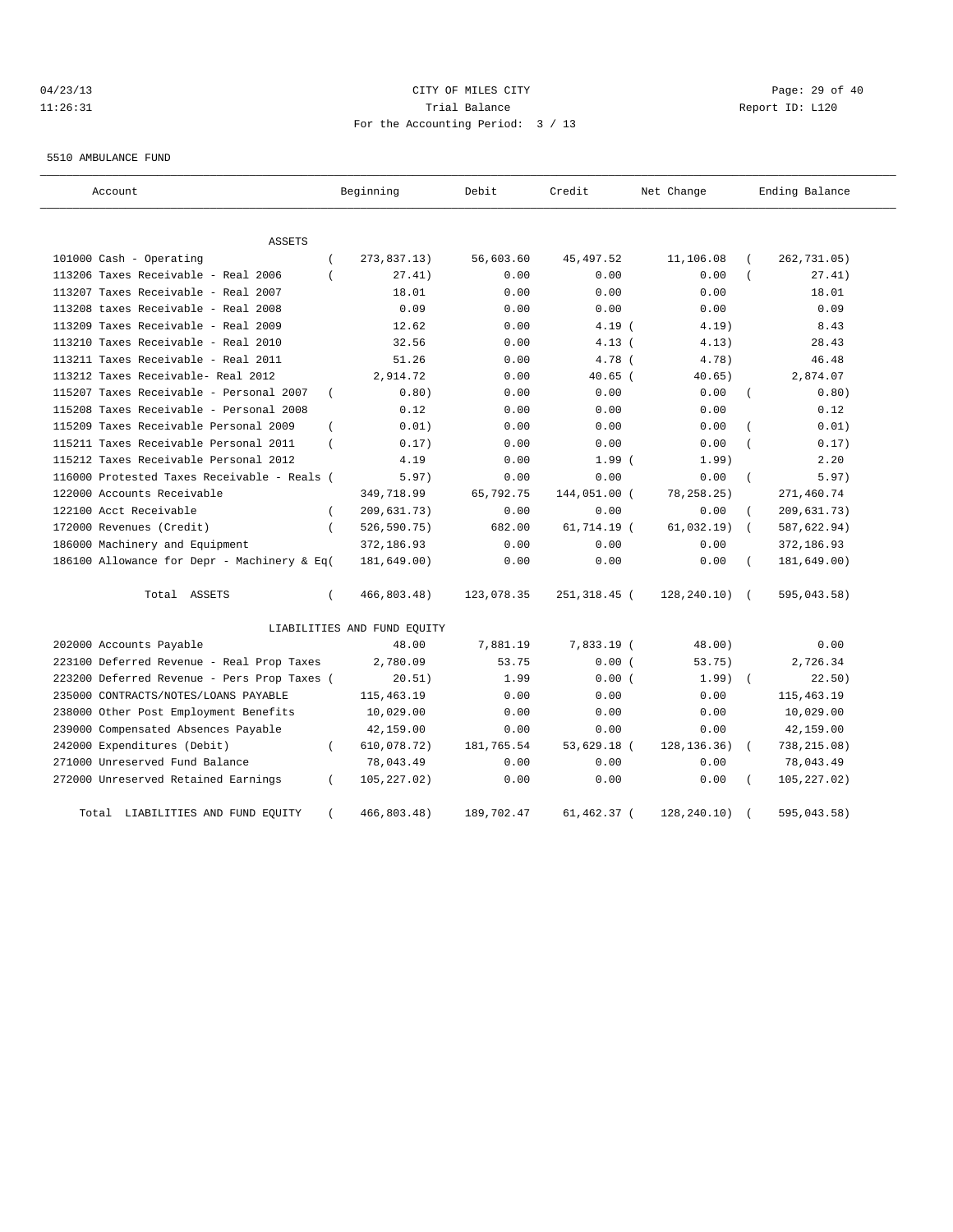04/23/13 CITY OF MILES CITY
11:26:31 Trial Balance Report ID: L120
For the Accounting Period: 3 / 13

5510 AMBULANCE FUND

| Account | Beginning | Debit | Credit | Net Change | Ending Balance |
|---|---|---|---|---|---|
| ASSETS | | | | | |
| 101000 Cash - Operating | ( 273,837.13) | 56,603.60 | 45,497.52 | 11,106.08 | ( 262,731.05) |
| 113206 Taxes Receivable - Real 2006 | ( 27.41) | 0.00 | 0.00 | 0.00 | ( 27.41) |
| 113207 Taxes Receivable - Real 2007 | 18.01 | 0.00 | 0.00 | 0.00 | 18.01 |
| 113208 taxes Receivable - Real 2008 | 0.09 | 0.00 | 0.00 | 0.00 | 0.09 |
| 113209 Taxes Receivable - Real 2009 | 12.62 | 0.00 | 4.19 | ( 4.19) | 8.43 |
| 113210 Taxes Receivable - Real 2010 | 32.56 | 0.00 | 4.13 | ( 4.13) | 28.43 |
| 113211 Taxes Receivable - Real 2011 | 51.26 | 0.00 | 4.78 | ( 4.78) | 46.48 |
| 113212 Taxes Receivable- Real 2012 | 2,914.72 | 0.00 | 40.65 | ( 40.65) | 2,874.07 |
| 115207 Taxes Receivable - Personal 2007 | ( 0.80) | 0.00 | 0.00 | 0.00 | ( 0.80) |
| 115208 Taxes Receivable - Personal 2008 | 0.12 | 0.00 | 0.00 | 0.00 | 0.12 |
| 115209 Taxes Receivable Personal 2009 | ( 0.01) | 0.00 | 0.00 | 0.00 | ( 0.01) |
| 115211 Taxes Receivable Personal 2011 | ( 0.17) | 0.00 | 0.00 | 0.00 | ( 0.17) |
| 115212 Taxes Receivable Personal 2012 | 4.19 | 0.00 | 1.99 | ( 1.99) | 2.20 |
| 116000 Protested Taxes Receivable - Reals | ( 5.97) | 0.00 | 0.00 | 0.00 | ( 5.97) |
| 122000 Accounts Receivable | 349,718.99 | 65,792.75 | 144,051.00 | ( 78,258.25) | 271,460.74 |
| 122100 Acct Receivable | ( 209,631.73) | 0.00 | 0.00 | 0.00 | ( 209,631.73) |
| 172000 Revenues (Credit) | ( 526,590.75) | 682.00 | 61,714.19 | ( 61,032.19) | ( 587,622.94) |
| 186000 Machinery and Equipment | 372,186.93 | 0.00 | 0.00 | 0.00 | 372,186.93 |
| 186100 Allowance for Depr - Machinery & Eq | ( 181,649.00) | 0.00 | 0.00 | 0.00 | ( 181,649.00) |
| Total ASSETS | ( 466,803.48) | 123,078.35 | 251,318.45 | ( 128,240.10) | ( 595,043.58) |
| LIABILITIES AND FUND EQUITY | | | | | |
| 202000 Accounts Payable | 48.00 | 7,881.19 | 7,833.19 | ( 48.00) | 0.00 |
| 223100 Deferred Revenue - Real Prop Taxes | 2,780.09 | 53.75 | 0.00 | ( 53.75) | 2,726.34 |
| 223200 Deferred Revenue - Pers Prop Taxes | ( 20.51) | 1.99 | 0.00 | ( 1.99) | ( 22.50) |
| 235000 CONTRACTS/NOTES/LOANS PAYABLE | 115,463.19 | 0.00 | 0.00 | 0.00 | 115,463.19 |
| 238000 Other Post Employment Benefits | 10,029.00 | 0.00 | 0.00 | 0.00 | 10,029.00 |
| 239000 Compensated Absences Payable | 42,159.00 | 0.00 | 0.00 | 0.00 | 42,159.00 |
| 242000 Expenditures (Debit) | ( 610,078.72) | 181,765.54 | 53,629.18 | ( 128,136.36) | ( 738,215.08) |
| 271000 Unreserved Fund Balance | 78,043.49 | 0.00 | 0.00 | 0.00 | 78,043.49 |
| 272000 Unreserved Retained Earnings | ( 105,227.02) | 0.00 | 0.00 | 0.00 | ( 105,227.02) |
| Total LIABILITIES AND FUND EQUITY | ( 466,803.48) | 189,702.47 | 61,462.37 | ( 128,240.10) | ( 595,043.58) |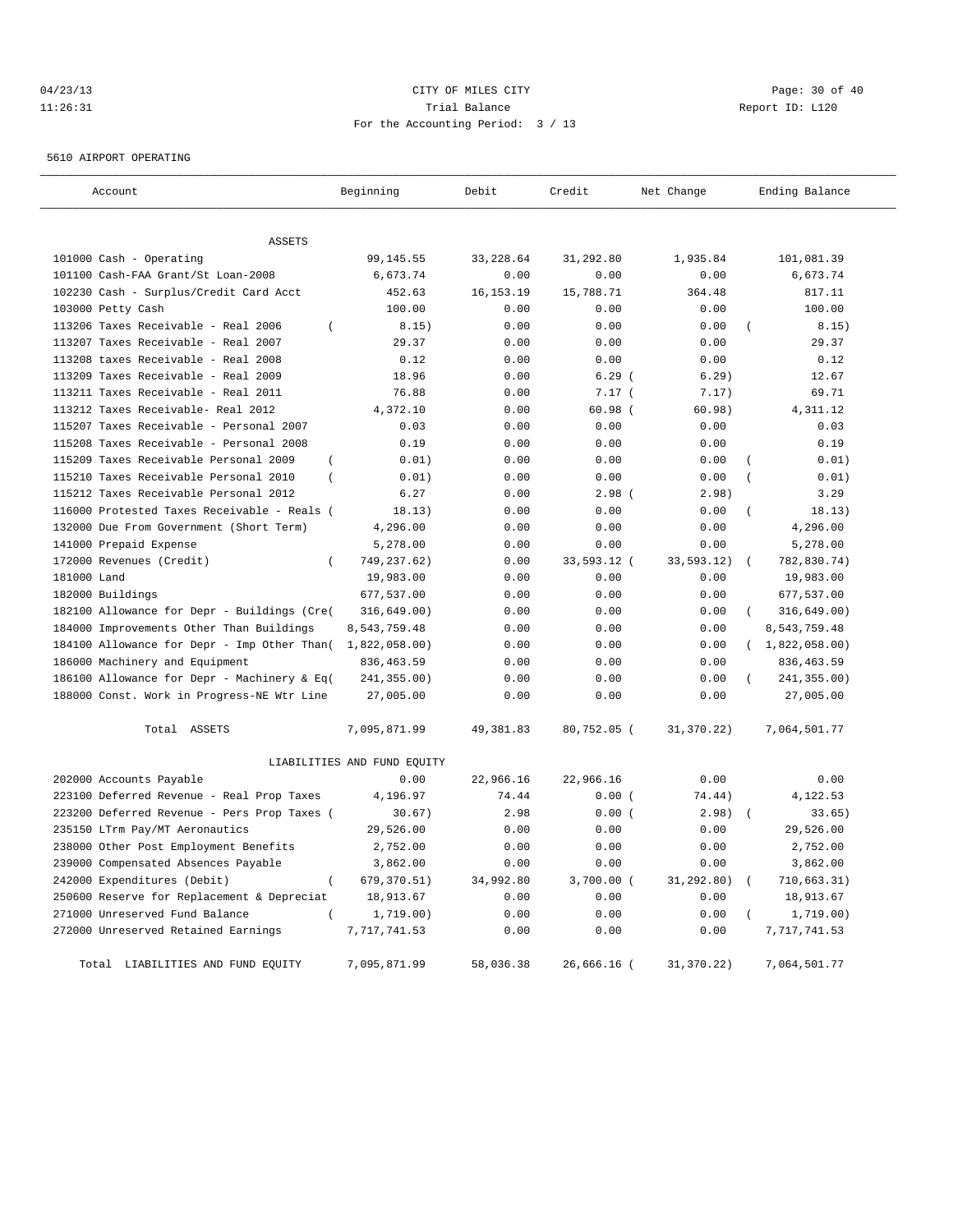CITY OF MILES CITY
Trial Balance
For the Accounting Period: 3 / 13

04/23/13
11:26:31

Report ID: L120

5610 AIRPORT OPERATING

| Account | Beginning | Debit | Credit | Net Change | Ending Balance |
|---|---|---|---|---|---|
| ASSETS | | | | | |
| 101000 Cash - Operating | 99,145.55 | 33,228.64 | 31,292.80 | 1,935.84 | 101,081.39 |
| 101100 Cash-FAA Grant/St Loan-2008 | 6,673.74 | 0.00 | 0.00 | 0.00 | 6,673.74 |
| 102230 Cash - Surplus/Credit Card Acct | 452.63 | 16,153.19 | 15,788.71 | 364.48 | 817.11 |
| 103000 Petty Cash | 100.00 | 0.00 | 0.00 | 0.00 | 100.00 |
| 113206 Taxes Receivable - Real 2006 | ( 8.15) | 0.00 | 0.00 | 0.00 | ( 8.15) |
| 113207 Taxes Receivable - Real 2007 | 29.37 | 0.00 | 0.00 | 0.00 | 29.37 |
| 113208 taxes Receivable - Real 2008 | 0.12 | 0.00 | 0.00 | 0.00 | 0.12 |
| 113209 Taxes Receivable - Real 2009 | 18.96 | 0.00 | 6.29 | ( 6.29) | 12.67 |
| 113211 Taxes Receivable - Real 2011 | 76.88 | 0.00 | 7.17 | ( 7.17) | 69.71 |
| 113212 Taxes Receivable- Real 2012 | 4,372.10 | 0.00 | 60.98 | ( 60.98) | 4,311.12 |
| 115207 Taxes Receivable - Personal 2007 | 0.03 | 0.00 | 0.00 | 0.00 | 0.03 |
| 115208 Taxes Receivable - Personal 2008 | 0.19 | 0.00 | 0.00 | 0.00 | 0.19 |
| 115209 Taxes Receivable Personal 2009 | ( 0.01) | 0.00 | 0.00 | 0.00 | ( 0.01) |
| 115210 Taxes Receivable Personal 2010 | ( 0.01) | 0.00 | 0.00 | 0.00 | ( 0.01) |
| 115212 Taxes Receivable Personal 2012 | 6.27 | 0.00 | 2.98 | ( 2.98) | 3.29 |
| 116000 Protested Taxes Receivable - Reals | ( 18.13) | 0.00 | 0.00 | 0.00 | ( 18.13) |
| 132000 Due From Government (Short Term) | 4,296.00 | 0.00 | 0.00 | 0.00 | 4,296.00 |
| 141000 Prepaid Expense | 5,278.00 | 0.00 | 0.00 | 0.00 | 5,278.00 |
| 172000 Revenues (Credit) | ( 749,237.62) | 0.00 | 33,593.12 | ( 33,593.12) | ( 782,830.74) |
| 181000 Land | 19,983.00 | 0.00 | 0.00 | 0.00 | 19,983.00 |
| 182000 Buildings | 677,537.00 | 0.00 | 0.00 | 0.00 | 677,537.00 |
| 182100 Allowance for Depr - Buildings (Cre | ( 316,649.00) | 0.00 | 0.00 | 0.00 | ( 316,649.00) |
| 184000 Improvements Other Than Buildings | 8,543,759.48 | 0.00 | 0.00 | 0.00 | 8,543,759.48 |
| 184100 Allowance for Depr - Imp Other Than | ( 1,822,058.00) | 0.00 | 0.00 | 0.00 | ( 1,822,058.00) |
| 186000 Machinery and Equipment | 836,463.59 | 0.00 | 0.00 | 0.00 | 836,463.59 |
| 186100 Allowance for Depr - Machinery & Eq | ( 241,355.00) | 0.00 | 0.00 | 0.00 | ( 241,355.00) |
| 188000 Const. Work in Progress-NE Wtr Line | 27,005.00 | 0.00 | 0.00 | 0.00 | 27,005.00 |
| Total ASSETS | 7,095,871.99 | 49,381.83 | 80,752.05 | ( 31,370.22) | 7,064,501.77 |
| LIABILITIES AND FUND EQUITY | | | | | |
| 202000 Accounts Payable | 0.00 | 22,966.16 | 22,966.16 | 0.00 | 0.00 |
| 223100 Deferred Revenue - Real Prop Taxes | 4,196.97 | 74.44 | 0.00 | ( 74.44) | 4,122.53 |
| 223200 Deferred Revenue - Pers Prop Taxes | ( 30.67) | 2.98 | 0.00 | ( 2.98) | ( 33.65) |
| 235150 LTrm Pay/MT Aeronautics | 29,526.00 | 0.00 | 0.00 | 0.00 | 29,526.00 |
| 238000 Other Post Employment Benefits | 2,752.00 | 0.00 | 0.00 | 0.00 | 2,752.00 |
| 239000 Compensated Absences Payable | 3,862.00 | 0.00 | 0.00 | 0.00 | 3,862.00 |
| 242000 Expenditures (Debit) | ( 679,370.51) | 34,992.80 | 3,700.00 | ( 31,292.80) | ( 710,663.31) |
| 250600 Reserve for Replacement & Depreciat | 18,913.67 | 0.00 | 0.00 | 0.00 | 18,913.67 |
| 271000 Unreserved Fund Balance | ( 1,719.00) | 0.00 | 0.00 | 0.00 | ( 1,719.00) |
| 272000 Unreserved Retained Earnings | 7,717,741.53 | 0.00 | 0.00 | 0.00 | 7,717,741.53 |
| Total LIABILITIES AND FUND EQUITY | 7,095,871.99 | 58,036.38 | 26,666.16 | ( 31,370.22) | 7,064,501.77 |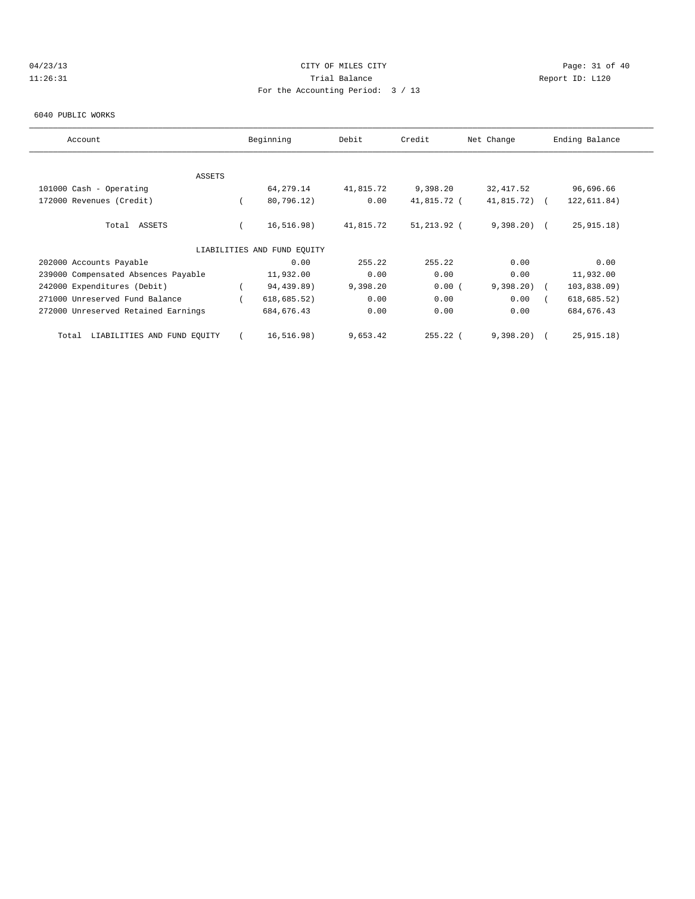CITY OF MILES CITY

Trial Balance

For the Accounting Period: 3 / 13

04/23/13
11:26:31

Report ID: L120

6040 PUBLIC WORKS

| Account | Beginning | Debit | Credit | Net Change | Ending Balance |
|---|---|---|---|---|---|
| ASSETS | | | | | |
| 101000 Cash - Operating | 64,279.14 | 41,815.72 | 9,398.20 | 32,417.52 | 96,696.66 |
| 172000 Revenues (Credit) | ( 80,796.12) | 0.00 | 41,815.72 | ( 41,815.72) | ( 122,611.84) |
| Total ASSETS | ( 16,516.98) | 41,815.72 | 51,213.92 | ( 9,398.20) | ( 25,915.18) |
| LIABILITIES AND FUND EQUITY | | | | | |
| 202000 Accounts Payable | 0.00 | 255.22 | 255.22 | 0.00 | 0.00 |
| 239000 Compensated Absences Payable | 11,932.00 | 0.00 | 0.00 | 0.00 | 11,932.00 |
| 242000 Expenditures (Debit) | ( 94,439.89) | 9,398.20 | 0.00 | ( 9,398.20) | ( 103,838.09) |
| 271000 Unreserved Fund Balance | ( 618,685.52) | 0.00 | 0.00 | 0.00 | ( 618,685.52) |
| 272000 Unreserved Retained Earnings | 684,676.43 | 0.00 | 0.00 | 0.00 | 684,676.43 |
| Total LIABILITIES AND FUND EQUITY | ( 16,516.98) | 9,653.42 | 255.22 | ( 9,398.20) | ( 25,915.18) |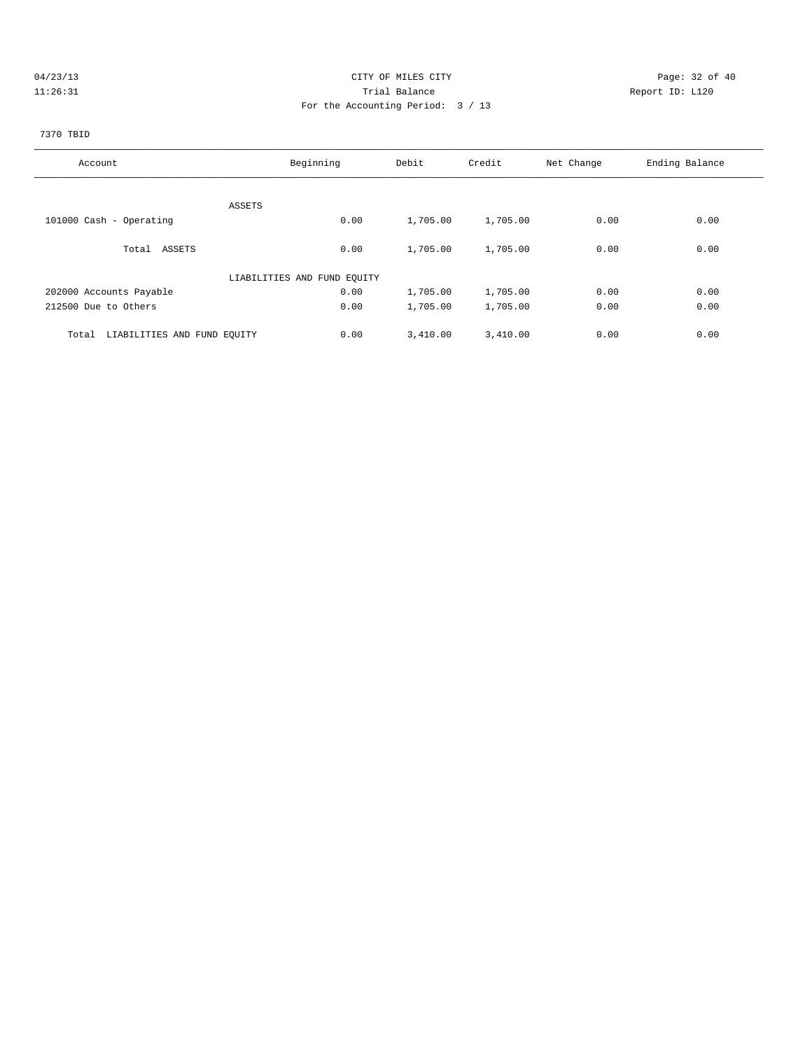04/23/13 CITY OF MILES CITY
11:26:31 Trial Balance Report ID: L120
For the Accounting Period: 3 / 13

7370 TBID

| Account | Beginning | Debit | Credit | Net Change | Ending Balance |
|---|---|---|---|---|---|
| ASSETS | | | | | |
| 101000 Cash - Operating | 0.00 | 1,705.00 | 1,705.00 | 0.00 | 0.00 |
| Total ASSETS | 0.00 | 1,705.00 | 1,705.00 | 0.00 | 0.00 |
| LIABILITIES AND FUND EQUITY | | | | | |
| 202000 Accounts Payable | 0.00 | 1,705.00 | 1,705.00 | 0.00 | 0.00 |
| 212500 Due to Others | 0.00 | 1,705.00 | 1,705.00 | 0.00 | 0.00 |
| Total LIABILITIES AND FUND EQUITY | 0.00 | 3,410.00 | 3,410.00 | 0.00 | 0.00 |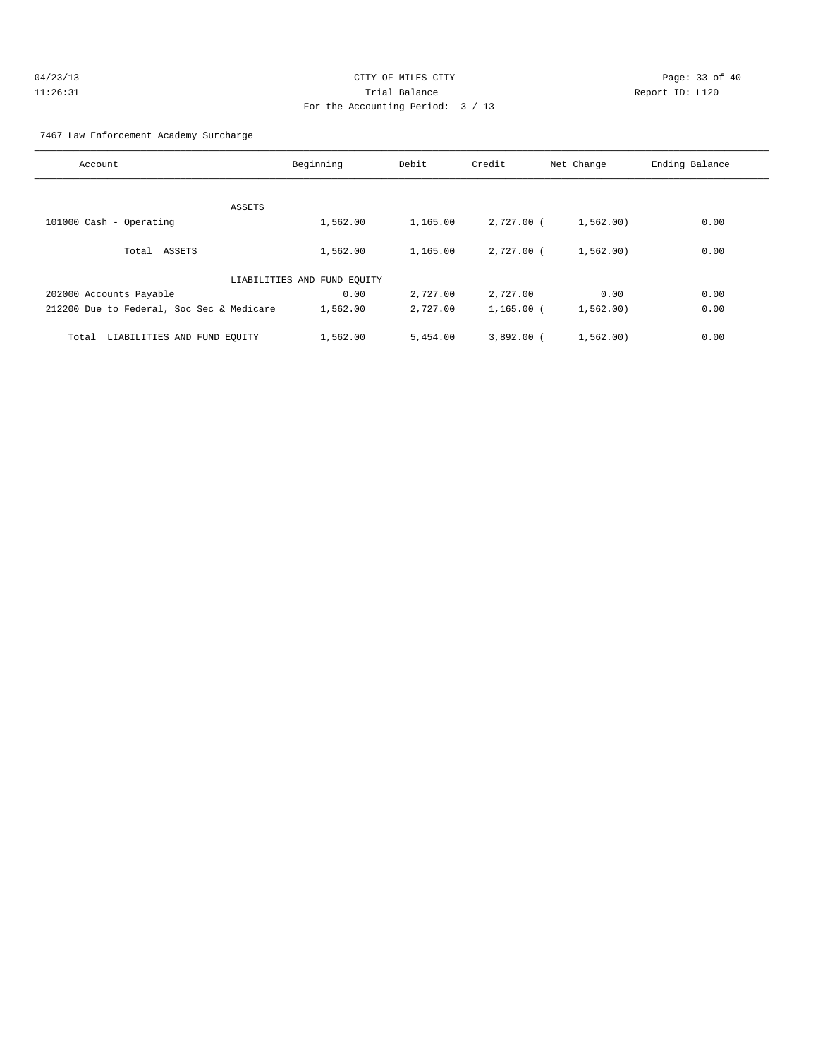CITY OF MILES CITY
Trial Balance
For the Accounting Period: 3 / 13

04/23/13
11:26:31

Report ID: L120

7467 Law Enforcement Academy Surcharge

| Account | Beginning | Debit | Credit | Net Change | Ending Balance |
|---|---|---|---|---|---|
| ASSETS | | | | | |
| 101000 Cash - Operating | 1,562.00 | 1,165.00 | 2,727.00 | ( 1,562.00) | 0.00 |
| Total ASSETS | 1,562.00 | 1,165.00 | 2,727.00 | ( 1,562.00) | 0.00 |
| LIABILITIES AND FUND EQUITY | | | | | |
| 202000 Accounts Payable | 0.00 | 2,727.00 | 2,727.00 | 0.00 | 0.00 |
| 212200 Due to Federal, Soc Sec & Medicare | 1,562.00 | 2,727.00 | 1,165.00 | ( 1,562.00) | 0.00 |
| Total LIABILITIES AND FUND EQUITY | 1,562.00 | 5,454.00 | 3,892.00 | ( 1,562.00) | 0.00 |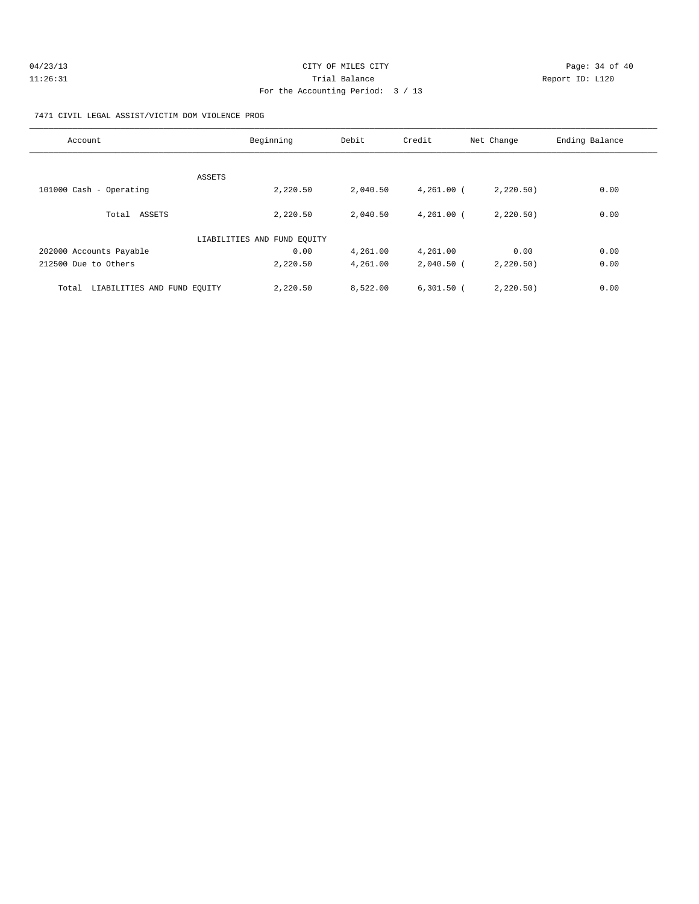CITY OF MILES CITY

Trial Balance

For the Accounting Period: 3 / 13

04/23/13 11:26:31 Report ID: L120

7471 CIVIL LEGAL ASSIST/VICTIM DOM VIOLENCE PROG

| Account | Beginning | Debit | Credit | Net Change | Ending Balance |
|---|---|---|---|---|---|
| ASSETS | | | | | |
| 101000 Cash - Operating | 2,220.50 | 2,040.50 | 4,261.00 | ( 2,220.50) | 0.00 |
| Total ASSETS | 2,220.50 | 2,040.50 | 4,261.00 | ( 2,220.50) | 0.00 |
| LIABILITIES AND FUND EQUITY | | | | | |
| 202000 Accounts Payable | 0.00 | 4,261.00 | 4,261.00 | 0.00 | 0.00 |
| 212500 Due to Others | 2,220.50 | 4,261.00 | 2,040.50 | ( 2,220.50) | 0.00 |
| Total LIABILITIES AND FUND EQUITY | 2,220.50 | 8,522.00 | 6,301.50 | ( 2,220.50) | 0.00 |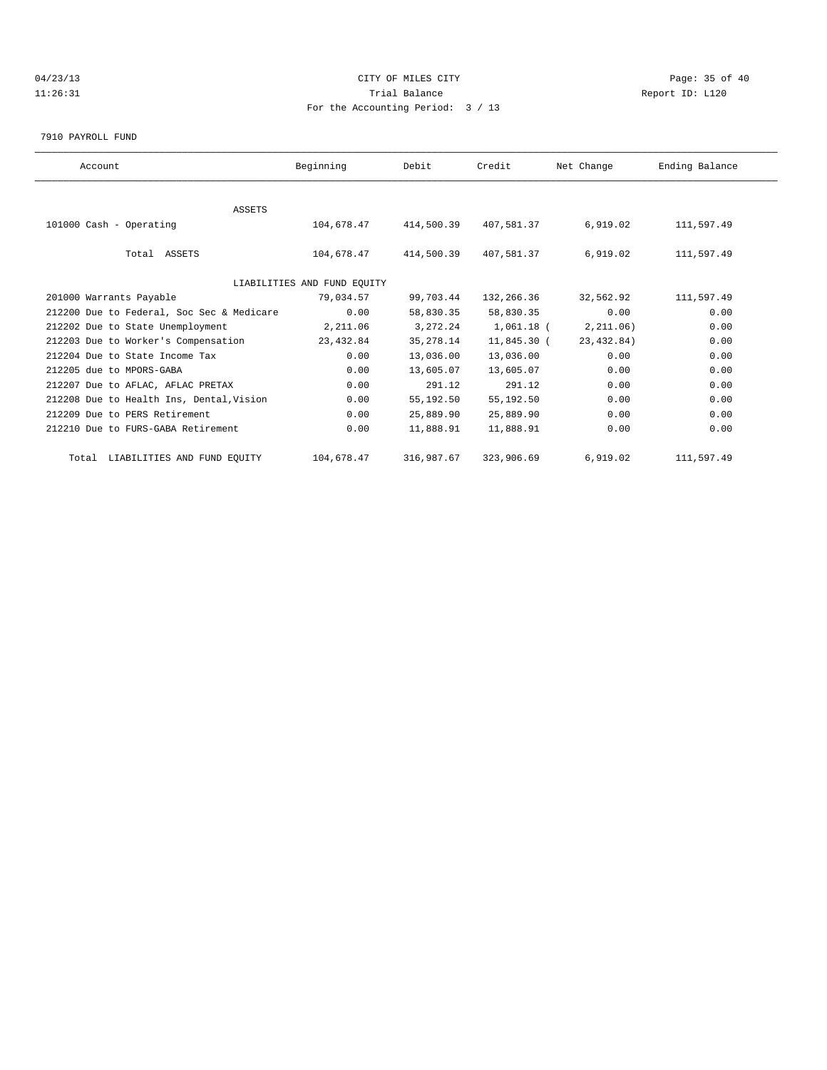04/23/13 CITY OF MILES CITY
11:26:31 Trial Balance Report ID: L120
For the Accounting Period: 3 / 13

7910 PAYROLL FUND

| Account | Beginning | Debit | Credit | Net Change | Ending Balance |
|---|---|---|---|---|---|
| ASSETS | | | | | |
| 101000 Cash - Operating | 104,678.47 | 414,500.39 | 407,581.37 | 6,919.02 | 111,597.49 |
| Total ASSETS | 104,678.47 | 414,500.39 | 407,581.37 | 6,919.02 | 111,597.49 |
| LIABILITIES AND FUND EQUITY | | | | | |
| 201000 Warrants Payable | 79,034.57 | 99,703.44 | 132,266.36 | 32,562.92 | 111,597.49 |
| 212200 Due to Federal, Soc Sec & Medicare | 0.00 | 58,830.35 | 58,830.35 | 0.00 | 0.00 |
| 212202 Due to State Unemployment | 2,211.06 | 3,272.24 | 1,061.18 | ( 2,211.06) | 0.00 |
| 212203 Due to Worker's Compensation | 23,432.84 | 35,278.14 | 11,845.30 | ( 23,432.84) | 0.00 |
| 212204 Due to State Income Tax | 0.00 | 13,036.00 | 13,036.00 | 0.00 | 0.00 |
| 212205 due to MPORS-GABA | 0.00 | 13,605.07 | 13,605.07 | 0.00 | 0.00 |
| 212207 Due to AFLAC, AFLAC PRETAX | 0.00 | 291.12 | 291.12 | 0.00 | 0.00 |
| 212208 Due to Health Ins, Dental,Vision | 0.00 | 55,192.50 | 55,192.50 | 0.00 | 0.00 |
| 212209 Due to PERS Retirement | 0.00 | 25,889.90 | 25,889.90 | 0.00 | 0.00 |
| 212210 Due to FURS-GABA Retirement | 0.00 | 11,888.91 | 11,888.91 | 0.00 | 0.00 |
| Total LIABILITIES AND FUND EQUITY | 104,678.47 | 316,987.67 | 323,906.69 | 6,919.02 | 111,597.49 |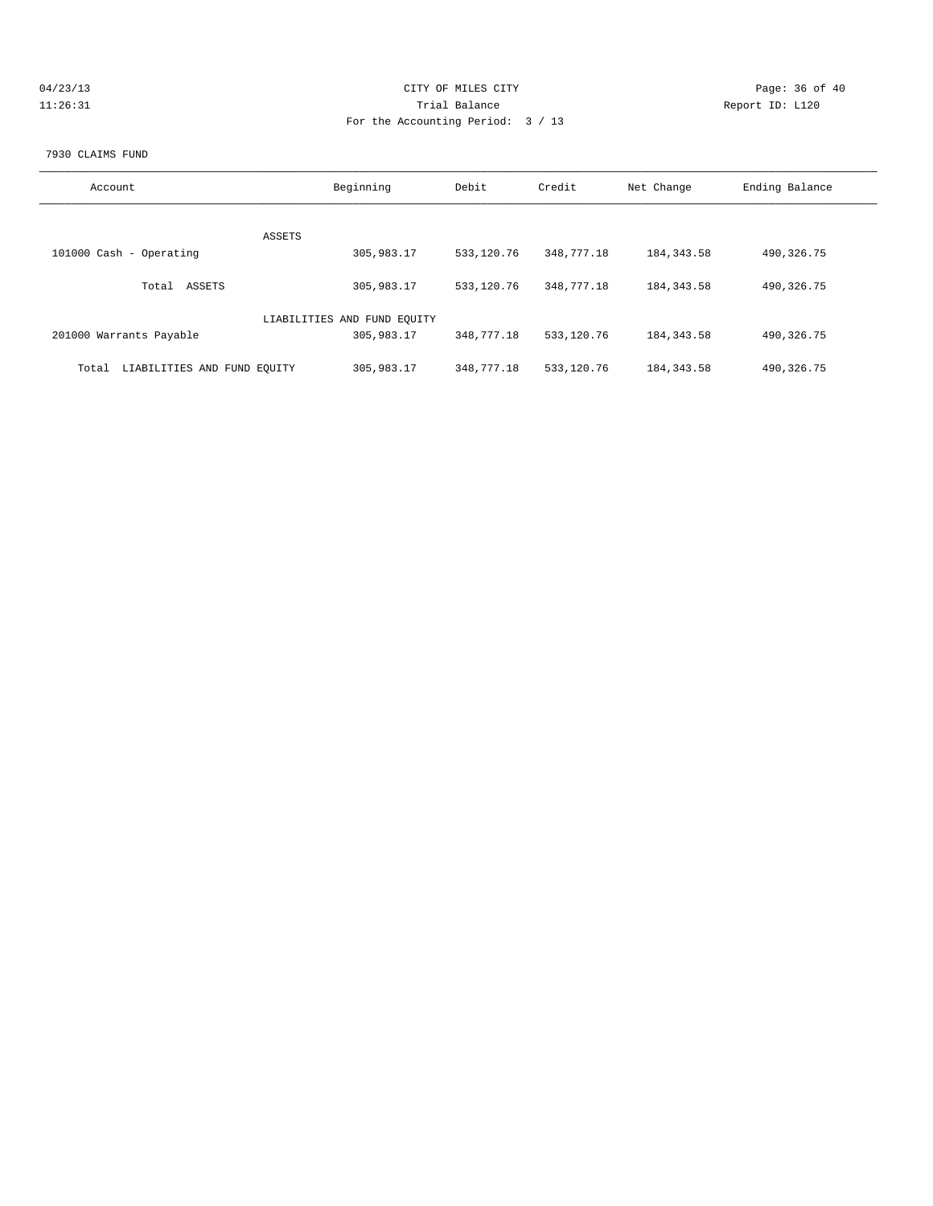CITY OF MILES CITY

Trial Balance

For the Accounting Period: 3 / 13

04/23/13 11:26:31 — Report ID: L120

7930 CLAIMS FUND

| Account | Beginning | Debit | Credit | Net Change | Ending Balance |
|---|---|---|---|---|---|
| ASSETS | | | | | |
| 101000 Cash - Operating | 305,983.17 | 533,120.76 | 348,777.18 | 184,343.58 | 490,326.75 |
| Total ASSETS | 305,983.17 | 533,120.76 | 348,777.18 | 184,343.58 | 490,326.75 |
| LIABILITIES AND FUND EQUITY | | | | | |
| 201000 Warrants Payable | 305,983.17 | 348,777.18 | 533,120.76 | 184,343.58 | 490,326.75 |
| Total LIABILITIES AND FUND EQUITY | 305,983.17 | 348,777.18 | 533,120.76 | 184,343.58 | 490,326.75 |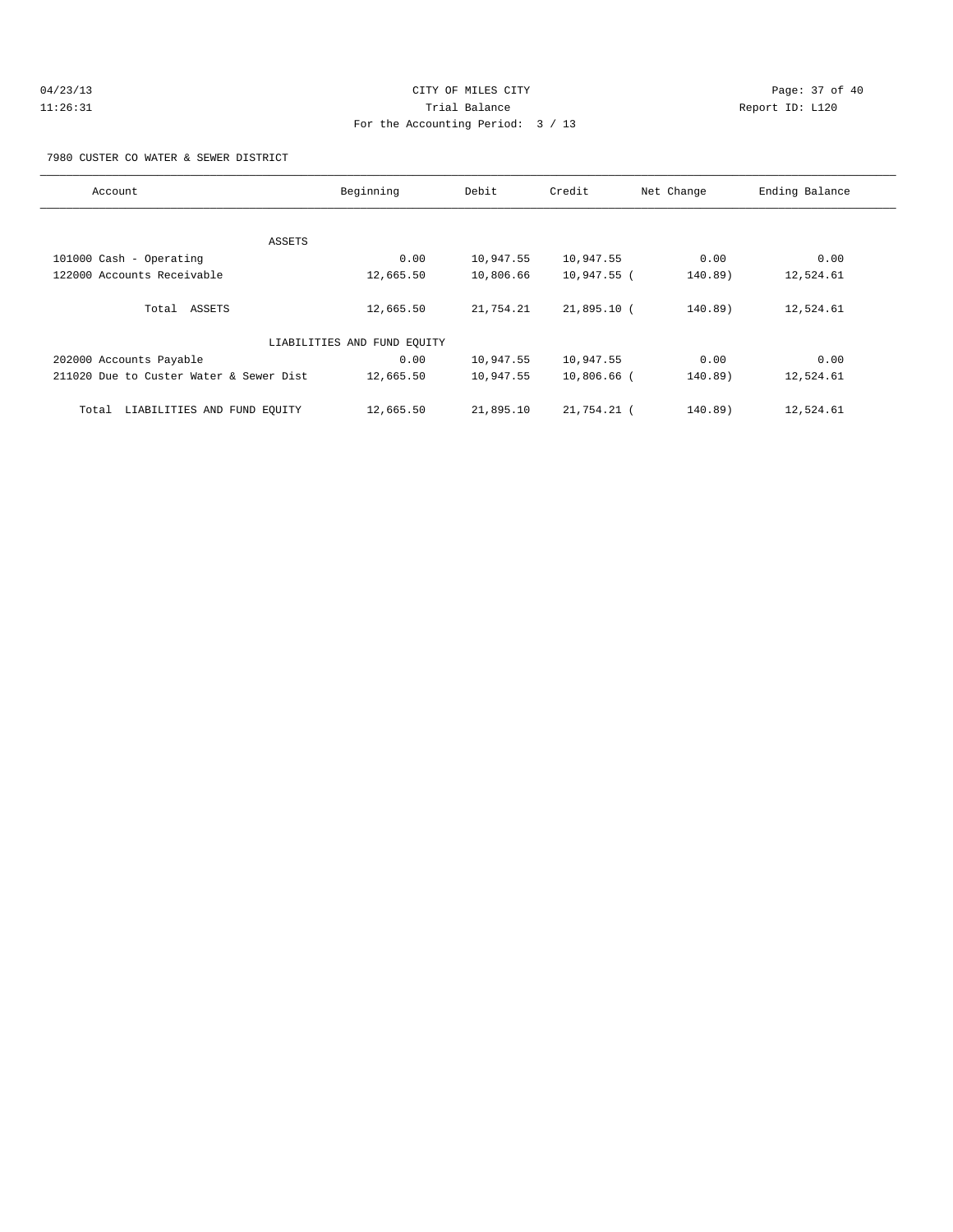04/23/13 CITY OF MILES CITY
11:26:31 Trial Balance Report ID: L120
For the Accounting Period: 3 / 13

7980 CUSTER CO WATER & SEWER DISTRICT

| Account | Beginning | Debit | Credit | Net Change | Ending Balance |
|---|---|---|---|---|---|
| ASSETS | | | | | |
| 101000 Cash - Operating | 0.00 | 10,947.55 | 10,947.55 | 0.00 | 0.00 |
| 122000 Accounts Receivable | 12,665.50 | 10,806.66 | 10,947.55 | ( 140.89) | 12,524.61 |
| Total ASSETS | 12,665.50 | 21,754.21 | 21,895.10 | ( 140.89) | 12,524.61 |
| LIABILITIES AND FUND EQUITY | | | | | |
| 202000 Accounts Payable | 0.00 | 10,947.55 | 10,947.55 | 0.00 | 0.00 |
| 211020 Due to Custer Water & Sewer Dist | 12,665.50 | 10,947.55 | 10,806.66 | ( 140.89) | 12,524.61 |
| Total LIABILITIES AND FUND EQUITY | 12,665.50 | 21,895.10 | 21,754.21 | ( 140.89) | 12,524.61 |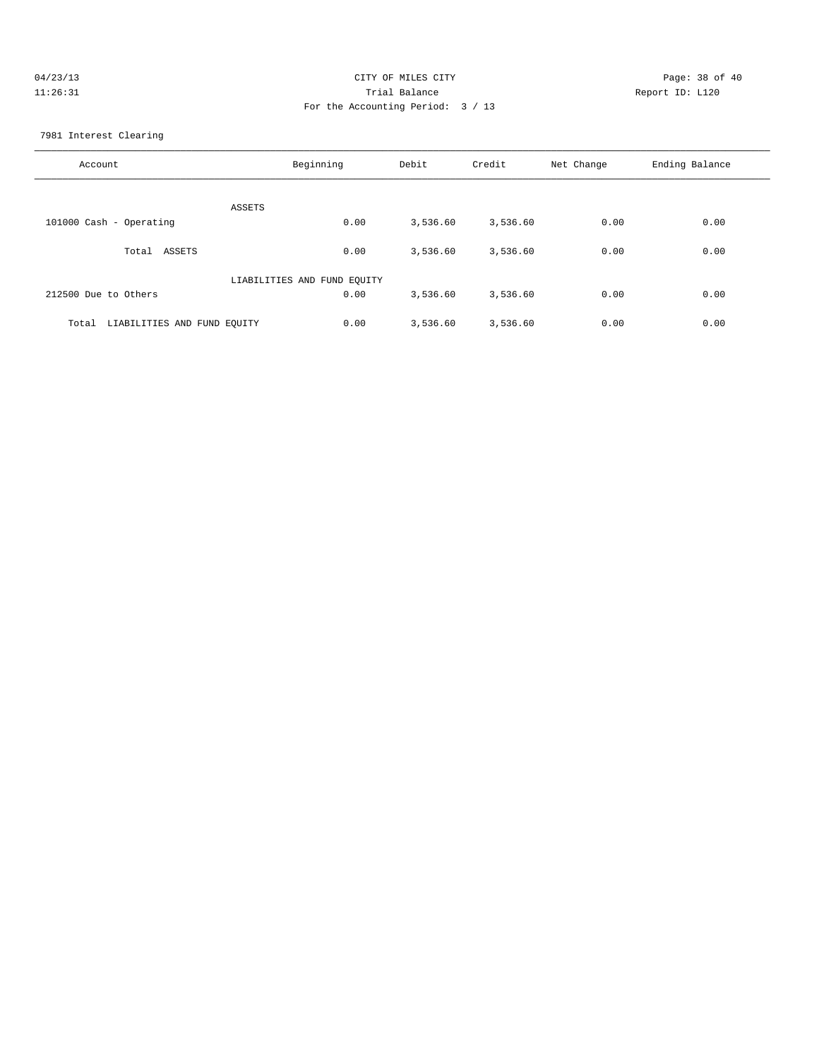CITY OF MILES CITY
Trial Balance
For the Accounting Period: 3 / 13

04/23/13
11:26:31

Report ID: L120

7981 Interest Clearing

| Account | Beginning | Debit | Credit | Net Change | Ending Balance |
|---|---|---|---|---|---|
| ASSETS | | | | | |
| 101000 Cash - Operating | 0.00 | 3,536.60 | 3,536.60 | 0.00 | 0.00 |
| Total ASSETS | 0.00 | 3,536.60 | 3,536.60 | 0.00 | 0.00 |
| LIABILITIES AND FUND EQUITY | | | | | |
| 212500 Due to Others | 0.00 | 3,536.60 | 3,536.60 | 0.00 | 0.00 |
| Total LIABILITIES AND FUND EQUITY | 0.00 | 3,536.60 | 3,536.60 | 0.00 | 0.00 |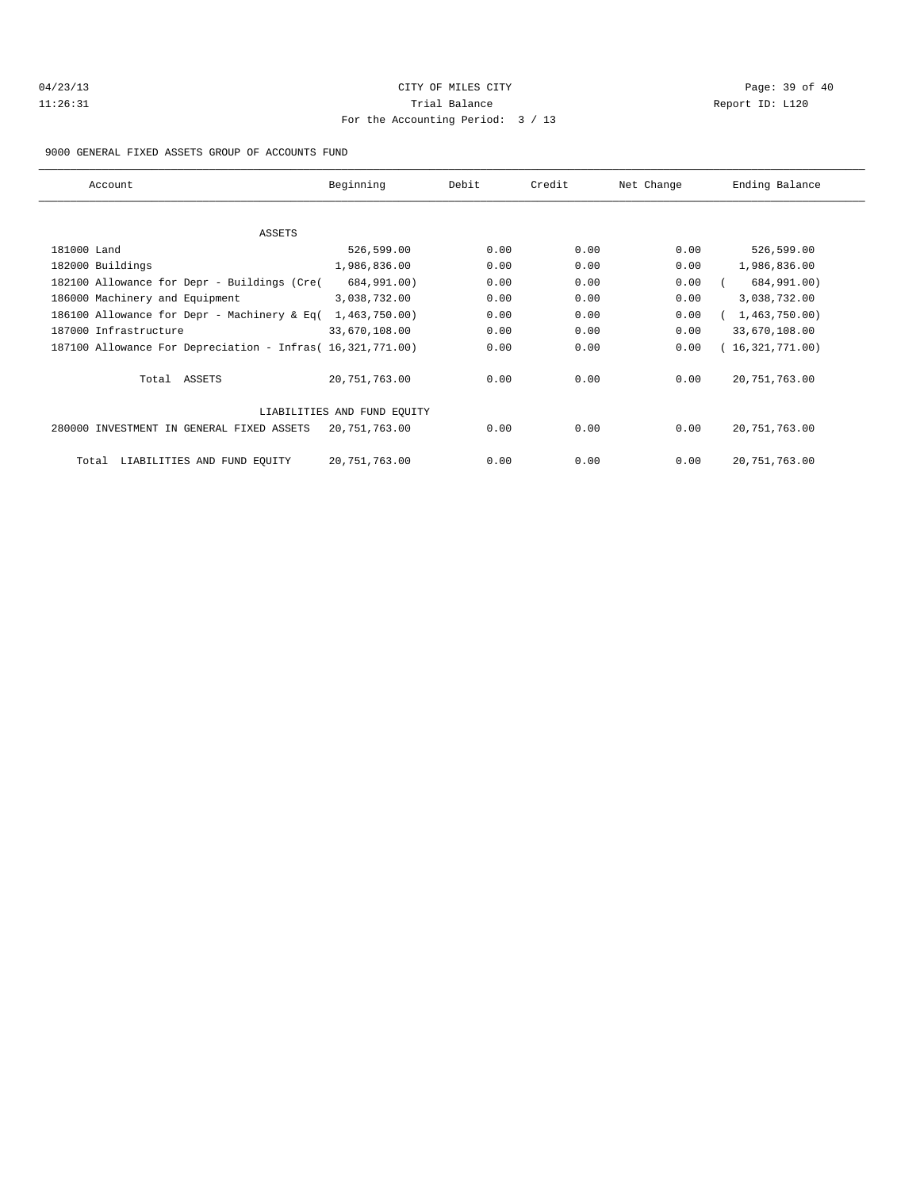CITY OF MILES CITY

Trial Balance

For the Accounting Period: 3 / 13

04/23/13 11:26:31 — Report ID: L120

9000 GENERAL FIXED ASSETS GROUP OF ACCOUNTS FUND

| Account | Beginning | Debit | Credit | Net Change | Ending Balance |
|---|---|---|---|---|---|
| **ASSETS** | | | | | |
| 181000 Land | 526,599.00 | 0.00 | 0.00 | 0.00 | 526,599.00 |
| 182000 Buildings | 1,986,836.00 | 0.00 | 0.00 | 0.00 | 1,986,836.00 |
| 182100 Allowance for Depr - Buildings (Cre | ( 684,991.00) | 0.00 | 0.00 | 0.00 | ( 684,991.00) |
| 186000 Machinery and Equipment | 3,038,732.00 | 0.00 | 0.00 | 0.00 | 3,038,732.00 |
| 186100 Allowance for Depr - Machinery & Eq | ( 1,463,750.00) | 0.00 | 0.00 | 0.00 | ( 1,463,750.00) |
| 187000 Infrastructure | 33,670,108.00 | 0.00 | 0.00 | 0.00 | 33,670,108.00 |
| 187100 Allowance For Depreciation - Infras | ( 16,321,771.00) | 0.00 | 0.00 | 0.00 | ( 16,321,771.00) |
| Total ASSETS | 20,751,763.00 | 0.00 | 0.00 | 0.00 | 20,751,763.00 |
| **LIABILITIES AND FUND EQUITY** | | | | | |
| 280000 INVESTMENT IN GENERAL FIXED ASSETS | 20,751,763.00 | 0.00 | 0.00 | 0.00 | 20,751,763.00 |
| Total LIABILITIES AND FUND EQUITY | 20,751,763.00 | 0.00 | 0.00 | 0.00 | 20,751,763.00 |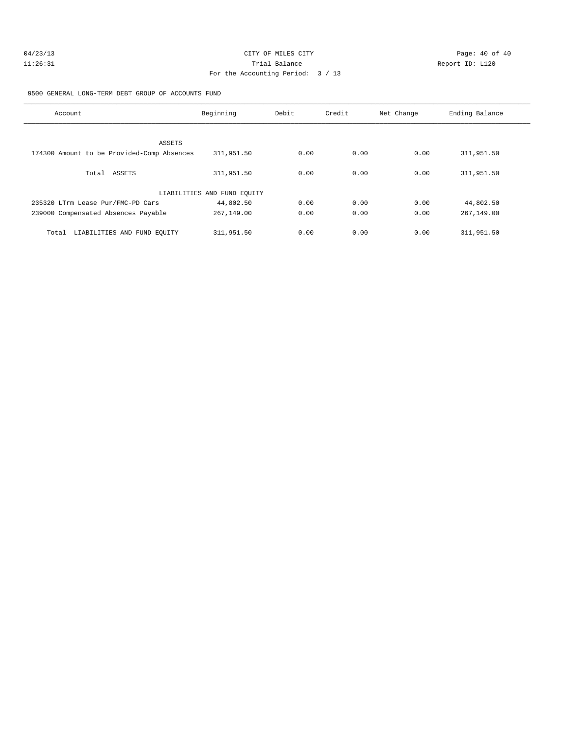04/23/13 CITY OF MILES CITY

11:26:31 Trial Balance Report ID: L120

For the Accounting Period: 3 / 13

9500 GENERAL LONG-TERM DEBT GROUP OF ACCOUNTS FUND

| Account | Beginning | Debit | Credit | Net Change | Ending Balance |
|---|---|---|---|---|---|
| ASSETS | | | | | |
| 174300 Amount to be Provided-Comp Absences | 311,951.50 | 0.00 | 0.00 | 0.00 | 311,951.50 |
| Total ASSETS | 311,951.50 | 0.00 | 0.00 | 0.00 | 311,951.50 |
| LIABILITIES AND FUND EQUITY | | | | | |
| 235320 LTrm Lease Pur/FMC-PD Cars | 44,802.50 | 0.00 | 0.00 | 0.00 | 44,802.50 |
| 239000 Compensated Absences Payable | 267,149.00 | 0.00 | 0.00 | 0.00 | 267,149.00 |
| Total LIABILITIES AND FUND EQUITY | 311,951.50 | 0.00 | 0.00 | 0.00 | 311,951.50 |